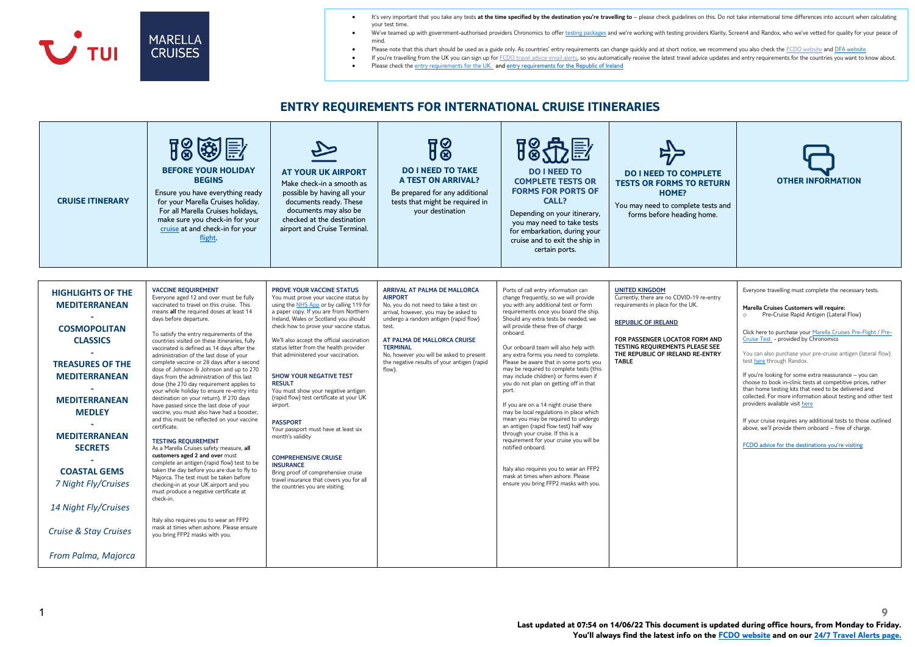TUI MARELLA CRUISES

- It's very important that you take any tests **at the time specified by the destination you're travelling to** – please check guidelines on this. Do not take international time differences into account when calculating your test time.
- We've teamed up with government-authorised providers Chronomics to offer testing packages and we're working with testing providers Klarity, Screen4 and Randox, who we've vetted for quality for your peace of mind.
- Please note that this chart should be used as a guide only. As countries' entry requirements can change quickly and at short notice, we recommend you also check the FCDO website and DFA website
- If you're travelling from the UK you can sign up for FCDO travel advice email alerts, so you automatically receive the latest travel advice updates and entry requirements for the countries you want to know about.
- Please check the entry requirements for the UK. and entry requirements for the Republic of Ireland

# ENTRY REQUIREMENTS FOR INTERNATIONAL CRUISE ITINERARIES

| CRUISE ITINERARY | BEFORE YOUR HOLIDAY BEGINS<br>Ensure you have everything ready for your Marella Cruises holiday. For all Marella Cruises holidays, make sure you check-in for your cruise at and check-in for your flight. | AT YOUR UK AIRPORT<br>Make check-in a smooth as possible by having all your documents ready. These documents may also be checked at the destination airport and Cruise Terminal. | DO I NEED TO TAKE A TEST ON ARRIVAL?<br>Be prepared for any additional tests that might be required in your destination | DO I NEED TO COMPLETE TESTS OR FORMS FOR PORTS OF CALL?<br>Depending on your itinerary, you may need to take tests for embarkation, during your cruise and to exit the ship in certain ports. | DO I NEED TO COMPLETE TESTS OR FORMS TO RETURN HOME?<br>You may need to complete tests and forms before heading home. | OTHER INFORMATION |
|---|---|---|---|---|---|---|
| **HIGHLIGHTS OF THE MEDITERRANEAN**<br>-<br>**COSMOPOLITAN CLASSICS**<br>-<br>**TREASURES OF THE MEDITERRANEAN**<br>-<br>**MEDITERRANEAN MEDLEY**<br>-<br>**MEDITERRANEAN SECRETS**<br>-<br>**COASTAL GEMS**<br>*7 Night Fly/Cruises*<br><br>*14 Night Fly/Cruises*<br><br>*Cruise & Stay Cruises*<br><br>*From Palma, Majorca* | **VACCINE REQUIREMENT**<br>Everyone aged 12 and over must be fully vaccinated to travel on this cruise. This means **all** the required doses at least 14 days before departure.<br><br>To satisfy the entry requirements of the countries visited on these itineraries, fully vaccinated is defined as 14 days after the administration of the last dose of your complete vaccine or 28 days after a second dose of Johnson & Johnson and up to 270 days from the administration of this last dose (the 270 day requirement applies to your whole holiday to ensure re-entry into destination on your return). If 270 days have passed since the last dose of your vaccine, you must also have had a booster, and this must be reflected on your vaccine certificate.<br><br>**TESTING REQUIREMENT**<br>As a Marella Cruises safety measure, **all customers aged 2 and over** must complete an antigen (rapid flow) test to be taken the day before you are due to fly to Majorca. The test must be taken before checking-in at your UK airport and you must produce a negative certificate at check-in.<br><br>Italy also requires you to wear an FFP2 mask at times when ashore. Please ensure you bring FFP2 masks with you. | **PROVE YOUR VACCINE STATUS**<br>You must prove your vaccine status by using the NHS App or by calling 119 for a paper copy. If you are from Northern Ireland, Wales or Scotland you should check how to prove your vaccine status.<br><br>We'll also accept the official vaccination status letter from the health provider that administered your vaccination.<br><br>**SHOW YOUR NEGATIVE TEST RESULT**<br>You must show your negative antigen (rapid flow) test certificate at your UK airport.<br><br>**PASSPORT**<br>Your passport must have at least six month's validity<br><br>**COMPREHENSIVE CRUISE INSURANCE**<br>Bring proof of comprehensive cruise travel insurance that covers you for all the countries you are visiting. | **ARRIVAL AT PALMA DE MALLORCA AIRPORT**<br>No, you do not need to take a test on arrival, however, you may be asked to undergo a random antigen (rapid flow) test.<br><br>**AT PALMA DE MALLORCA CRUISE TERMINAL**<br>No, however you will be asked to present the negative results of your antigen (rapid flow). | Ports of call entry information can change frequently, so we will provide you with any additional test or form requirements once you board the ship. Should any extra tests be needed, we will provide these free of charge onboard.<br><br>Our onboard team will also help with any extra forms you need to complete. Please be aware that in some ports you may be required to complete tests (this may include children) or forms even if you do not plan on getting off in that port.<br><br>If you are on a 14 night cruise there may be local regulations in place which mean you may be required to undergo an antigen (rapid flow test) half way through your cruise. If this is a requirement for your cruise you will be notified onboard.<br><br>Italy also requires you to wear an FFP2 mask at times when ashore. Please ensure you bring FFP2 masks with you. | **UNITED KINGDOM**<br>Currently, there are no COVID-19 re-entry requirements in place for the UK.<br><br>**REPUBLIC OF IRELAND**<br><br>**FOR PASSENGER LOCATOR FORM AND TESTING REQUIREMENTS PLEASE SEE THE REPUBLIC OF IRELAND RE-ENTRY TABLE** | Everyone travelling must complete the necessary tests.<br><br>**Marella Cruises Customers will require:**<br>○ Pre-Cruise Rapid Antigen (Lateral Flow)<br><br>Click here to purchase your Marella Cruises Pre-Flight / Pre-Cruise Test - provided by Chronomics<br><br>You can also purchase your pre-cruise antigen (lateral flow) test here through Randox.<br><br>If you're looking for some extra reassurance – you can choose to book in-clinic tests at competitive prices, rather than home testing kits that need to be delivered and collected. For more information about testing and other test providers available visit here<br><br>If your cruise requires any additional tests to those outlined above, we'll provide them onboard – free of charge.<br><br>FCDO advice for the destinations you're visiting |

**Last updated at 07:54 on 14/06/22 This document is updated during office hours, from Monday to Friday.**
**You'll always find the latest info on the FCDO website and on our 24/7 Travel Alerts page.**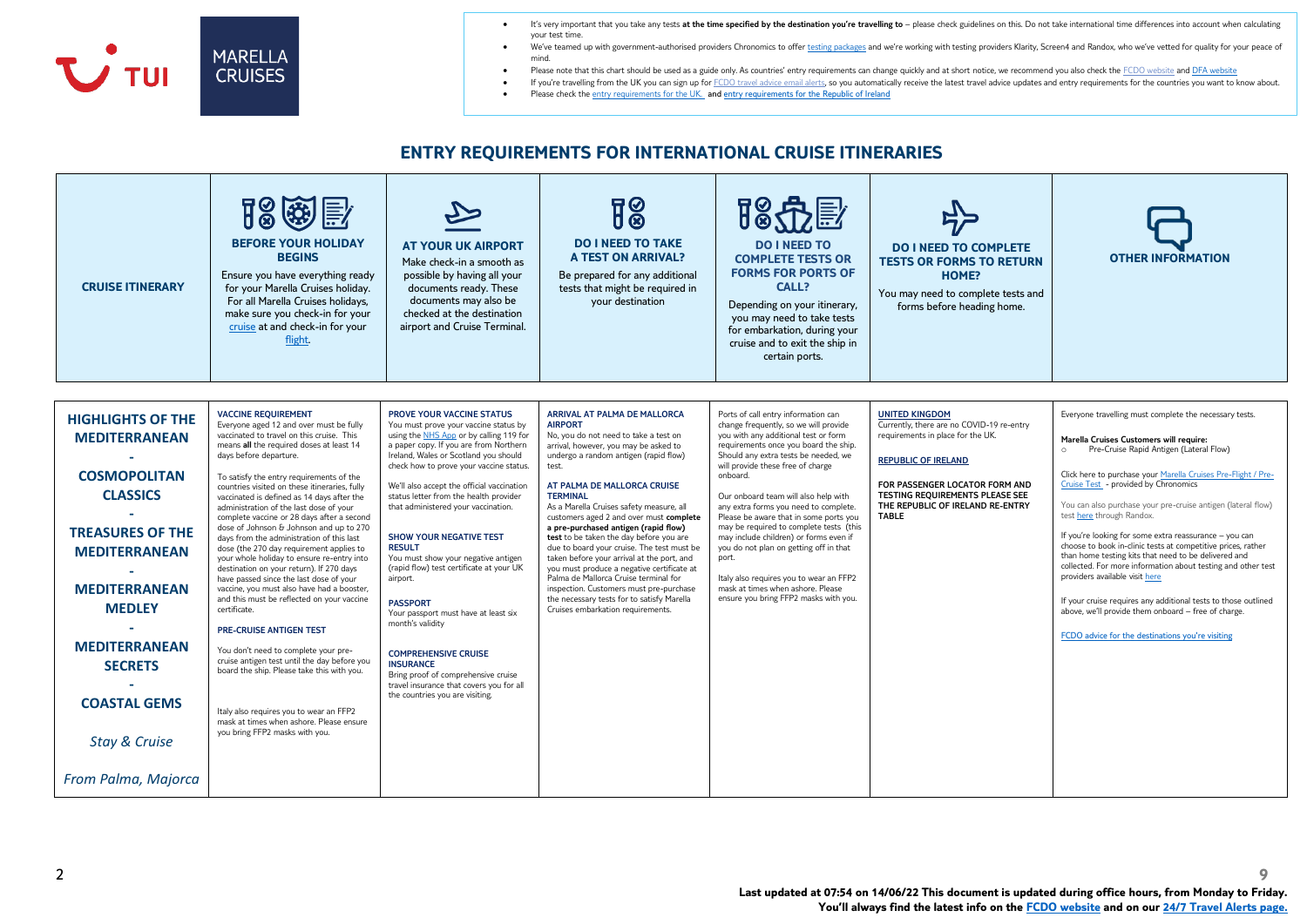- It's very important that you take any tests **at the time specified by the destination you're travelling to** – please check guidelines on this. Do not take international time differences into account when calculating your test time.
- We've teamed up with government-authorised providers Chronomics to offer testing packages and we're working with testing providers Klarity, Screen4 and Randox, who we've vetted for quality for your peace of mind.
- Please note that this chart should be used as a guide only. As countries' entry requirements can change quickly and at short notice, we recommend you also check the FCDO website and DFA website
- If you're travelling from the UK you can sign up for FCDO travel advice email alerts, so you automatically receive the latest travel advice updates and entry requirements for the countries you want to know about.
- Please check the entry requirements for the UK. and entry requirements for the Republic of Ireland

# ENTRY REQUIREMENTS FOR INTERNATIONAL CRUISE ITINERARIES

| CRUISE ITINERARY | BEFORE YOUR HOLIDAY BEGINS<br>Ensure you have everything ready for your Marella Cruises holiday. For all Marella Cruises holidays, make sure you check-in for your cruise at and check-in for your flight. | AT YOUR UK AIRPORT<br>Make check-in a smooth as possible by having all your documents ready. These documents may also be checked at the destination airport and Cruise Terminal. | DO I NEED TO TAKE A TEST ON ARRIVAL?<br>Be prepared for any additional tests that might be required in your destination | DO I NEED TO COMPLETE TESTS OR FORMS FOR PORTS OF CALL?<br>Depending on your itinerary, you may need to take tests for embarkation, during your cruise and to exit the ship in certain ports. | DO I NEED TO COMPLETE TESTS OR FORMS TO RETURN HOME?<br>You may need to complete tests and forms before heading home. | OTHER INFORMATION |
|---|---|---|---|---|---|---|
| **HIGHLIGHTS OF THE MEDITERRANEAN**<br>-<br>**COSMOPOLITAN CLASSICS**<br>-<br>**TREASURES OF THE MEDITERRANEAN**<br>-<br>**MEDITERRANEAN MEDLEY**<br>-<br>**MEDITERRANEAN SECRETS**<br>-<br>**COASTAL GEMS**<br><br>*Stay & Cruise*<br><br>*From Palma, Majorca* | **VACCINE REQUIREMENT**<br>Everyone aged 12 and over must be fully vaccinated to travel on this cruise. This means **all** the required doses at least 14 days before departure.<br><br>To satisfy the entry requirements of the countries visited on these itineraries, fully vaccinated is defined as 14 days after the administration of the last dose of your complete vaccine or 28 days after a second dose of Johnson & Johnson and up to 270 days from the administration of this last dose (the 270 day requirement applies to your whole holiday to ensure re-entry into destination on your return). If 270 days have passed since the last dose of your vaccine, you must also have had a booster, and this must be reflected on your vaccine certificate.<br><br>**PRE-CRUISE ANTIGEN TEST**<br>You don't need to complete your pre-cruise antigen test until the day before you board the ship. Please take this with you.<br><br>Italy also requires you to wear an FFP2 mask at times when ashore. Please ensure you bring FFP2 masks with you. | **PROVE YOUR VACCINE STATUS**<br>You must prove your vaccine status by using the NHS App or by calling 119 for a paper copy. If you are from Northern Ireland, Wales or Scotland you should check how to prove your vaccine status.<br><br>We'll also accept the official vaccination status letter from the health provider that administered your vaccination.<br><br>**SHOW YOUR NEGATIVE TEST RESULT**<br>You must show your negative antigen (rapid flow) test certificate at your UK airport.<br><br>**PASSPORT**<br>Your passport must have at least six month's validity<br><br>**COMPREHENSIVE CRUISE INSURANCE**<br>Bring proof of comprehensive cruise travel insurance that covers you for all the countries you are visiting. | **ARRIVAL AT PALMA DE MALLORCA AIRPORT**<br>No, you do not need to take a test on arrival, however, you may be asked to undergo a random antigen (rapid flow) test.<br><br>**AT PALMA DE MALLORCA CRUISE TERMINAL**<br>As a Marella Cruises safety measure, all customers aged 2 and over must **complete a pre-purchased antigen (rapid flow) test** to be taken the day before you are due to board your cruise. The test must be taken before your arrival at the port, and you must produce a negative certificate at Palma de Mallorca Cruise terminal for inspection. Customers must pre-purchase the necessary tests for to satisfy Marella Cruises embarkation requirements. | Ports of call entry information can change frequently, so we will provide you with any additional test or form requirements once you board the ship. Should any extra tests be needed, we will provide these free of charge onboard.<br><br>Our onboard team will also help with any extra forms you need to complete. Please be aware that in some ports you may be required to complete tests (this may include children) or forms even if you do not plan on getting off in that port.<br><br>Italy also requires you to wear an FFP2 mask at times when ashore. Please ensure you bring FFP2 masks with you. | **UNITED KINGDOM**<br>Currently, there are no COVID-19 re-entry requirements in place for the UK.<br><br>**REPUBLIC OF IRELAND**<br><br>**FOR PASSENGER LOCATOR FORM AND TESTING REQUIREMENTS PLEASE SEE THE REPUBLIC OF IRELAND RE-ENTRY TABLE** | Everyone travelling must complete the necessary tests.<br><br>**Marella Cruises Customers will require:**<br>○ Pre-Cruise Rapid Antigen (Lateral Flow)<br><br>Click here to purchase your Marella Cruises Pre-Flight / Pre-Cruise Test - provided by Chronomics<br><br>You can also purchase your pre-cruise antigen (lateral flow) test here through Randox.<br><br>If you're looking for some extra reassurance – you can choose to book in-clinic tests at competitive prices, rather than home testing kits that need to be delivered and collected. For more information about testing and other test providers available visit here<br><br>If your cruise requires any additional tests to those outlined above, we'll provide them onboard – free of charge.<br><br>FCDO advice for the destinations you're visiting |

**Last updated at 07:54 on 14/06/22 This document is updated during office hours, from Monday to Friday. You'll always find the latest info on the FCDO website and on our 24/7 Travel Alerts page.**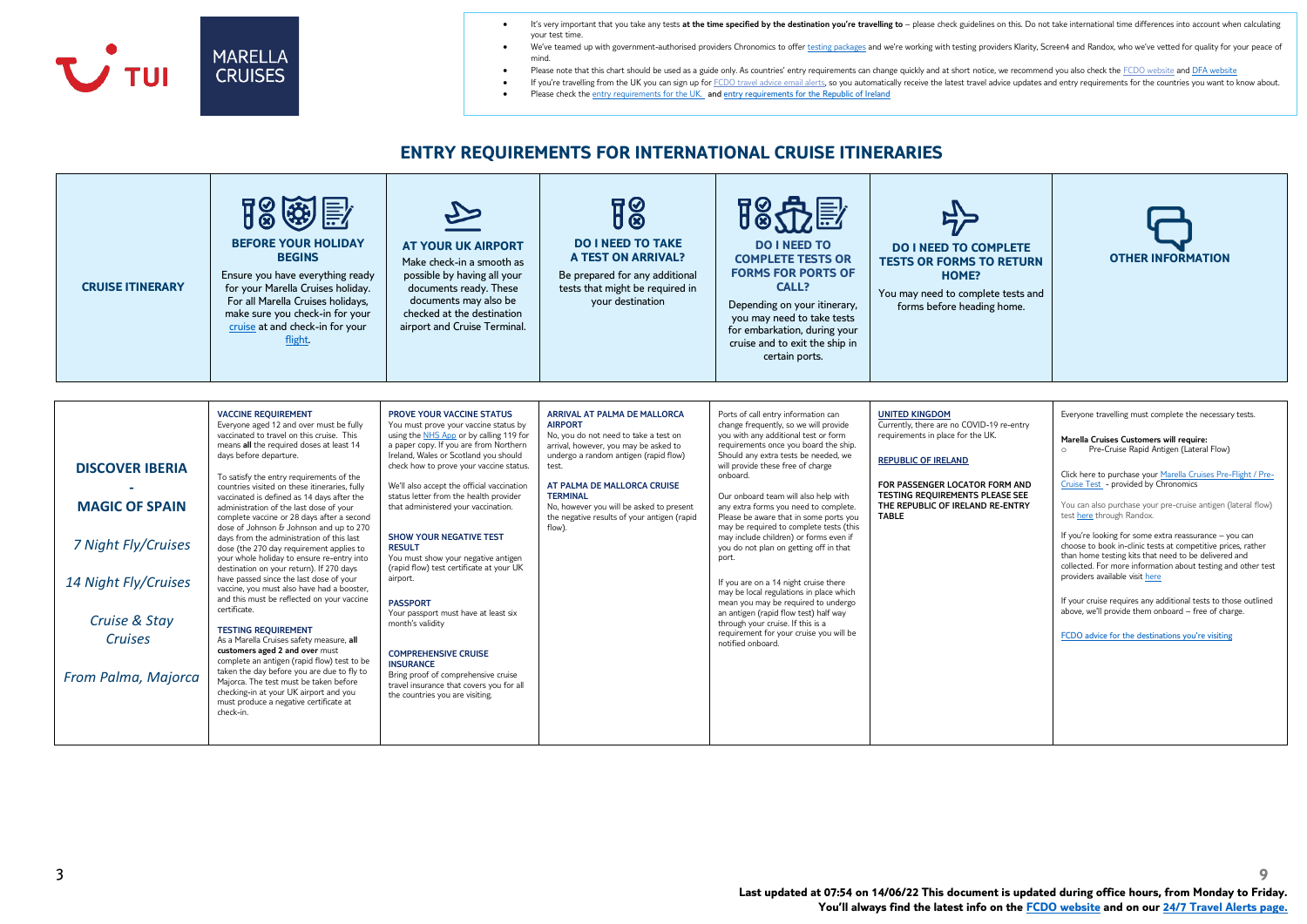- It's very important that you take any tests **at the time specified by the destination you're travelling to** – please check guidelines on this. Do not take international time differences into account when calculating your test time.
- We've teamed up with government-authorised providers Chronomics to offer testing packages and we're working with testing providers Klarity, Screen4 and Randox, who we've vetted for quality for your peace of mind.
- Please note that this chart should be used as a guide only. As countries' entry requirements can change quickly and at short notice, we recommend you also check the FCDO website and DFA website
- If you're travelling from the UK you can sign up for FCDO travel advice email alerts, so you automatically receive the latest travel advice updates and entry requirements for the countries you want to know about.
- Please check the entry requirements for the UK. and entry requirements for the Republic of Ireland

# ENTRY REQUIREMENTS FOR INTERNATIONAL CRUISE ITINERARIES

| CRUISE ITINERARY | BEFORE YOUR HOLIDAY BEGINS<br>Ensure you have everything ready for your Marella Cruises holiday. For all Marella Cruises holidays, make sure you check-in for your cruise at and check-in for your flight. | AT YOUR UK AIRPORT<br>Make check-in a smooth as possible by having all your documents ready. These documents may also be checked at the destination airport and Cruise Terminal. | DO I NEED TO TAKE A TEST ON ARRIVAL?<br>Be prepared for any additional tests that might be required in your destination | DO I NEED TO COMPLETE TESTS OR FORMS FOR PORTS OF CALL?<br>Depending on your itinerary, you may need to take tests for embarkation, during your cruise and to exit the ship in certain ports. | DO I NEED TO COMPLETE TESTS OR FORMS TO RETURN HOME?<br>You may need to complete tests and forms before heading home. | OTHER INFORMATION |
|---|---|---|---|---|---|---|
| **DISCOVER IBERIA**<br>**-**<br>**MAGIC OF SPAIN**<br><br>*7 Night Fly/Cruises*<br><br>*14 Night Fly/Cruises*<br><br>*Cruise & Stay Cruises*<br><br>*From Palma, Majorca* | **VACCINE REQUIREMENT**<br>Everyone aged 12 and over must be fully vaccinated to travel on this cruise. This means **all** the required doses at least 14 days before departure.<br><br>To satisfy the entry requirements of the countries visited on these itineraries, fully vaccinated is defined as 14 days after the administration of the last dose of your complete vaccine or 28 days after a second dose of Johnson & Johnson and up to 270 days from the administration of this last dose (the 270 day requirement applies to your whole holiday to ensure re-entry into destination on your return). If 270 days have passed since the last dose of your vaccine, you must also have had a booster, and this must be reflected on your vaccine certificate.<br><br>**TESTING REQUIREMENT**<br>As a Marella Cruises safety measure, **all customers aged 2 and over** must complete an antigen (rapid flow) test to be taken the day before you are due to fly to Majorca. The test must be taken before checking-in at your UK airport and you must produce a negative certificate at check-in. | **PROVE YOUR VACCINE STATUS**<br>You must prove your vaccine status by using the NHS App or by calling 119 for a paper copy. If you are from Northern Ireland, Wales or Scotland you should check how to prove your vaccine status.<br><br>We'll also accept the official vaccination status letter from the health provider that administered your vaccination.<br><br>**SHOW YOUR NEGATIVE TEST RESULT**<br>You must show your negative antigen (rapid flow) test certificate at your UK airport.<br><br>**PASSPORT**<br>Your passport must have at least six month's validity<br><br>**COMPREHENSIVE CRUISE INSURANCE**<br>Bring proof of comprehensive cruise travel insurance that covers you for all the countries you are visiting. | **ARRIVAL AT PALMA DE MALLORCA AIRPORT**<br>No, you do not need to take a test on arrival, however, you may be asked to undergo a random antigen (rapid flow) test.<br><br>**AT PALMA DE MALLORCA CRUISE TERMINAL**<br>No, however you will be asked to present the negative results of your antigen (rapid flow). | Ports of call entry information can change frequently, so we will provide you with any additional test or form requirements once you board the ship. Should any extra tests be needed, we will provide these free of charge onboard.<br><br>Our onboard team will also help with any extra forms you need to complete. Please be aware that in some ports you may be required to complete tests (this may include children) or forms even if you do not plan on getting off in that port.<br><br>If you are on a 14 night cruise there may be local regulations in place which mean you may be required to undergo an antigen (rapid flow test) half way through your cruise. If this is a requirement for your cruise you will be notified onboard. | **UNITED KINGDOM**<br>Currently, there are no COVID-19 re-entry requirements in place for the UK.<br><br>**REPUBLIC OF IRELAND**<br><br>**FOR PASSENGER LOCATOR FORM AND TESTING REQUIREMENTS PLEASE SEE THE REPUBLIC OF IRELAND RE-ENTRY TABLE** | Everyone travelling must complete the necessary tests.<br><br>**Marella Cruises Customers will require:**<br>○ Pre-Cruise Rapid Antigen (Lateral Flow)<br><br>Click here to purchase your Marella Cruises Pre-Flight / Pre-Cruise Test - provided by Chronomics<br><br>You can also purchase your pre-cruise antigen (lateral flow) test here through Randox.<br><br>If you're looking for some extra reassurance – you can choose to book in-clinic tests at competitive prices, rather than home testing kits that need to be delivered and collected. For more information about testing and other test providers available visit here<br><br>If your cruise requires any additional tests to those outlined above, we'll provide them onboard – free of charge.<br><br>FCDO advice for the destinations you're visiting |

**Last updated at 07:54 on 14/06/22 This document is updated during office hours, from Monday to Friday. You'll always find the latest info on the FCDO website and on our 24/7 Travel Alerts page.**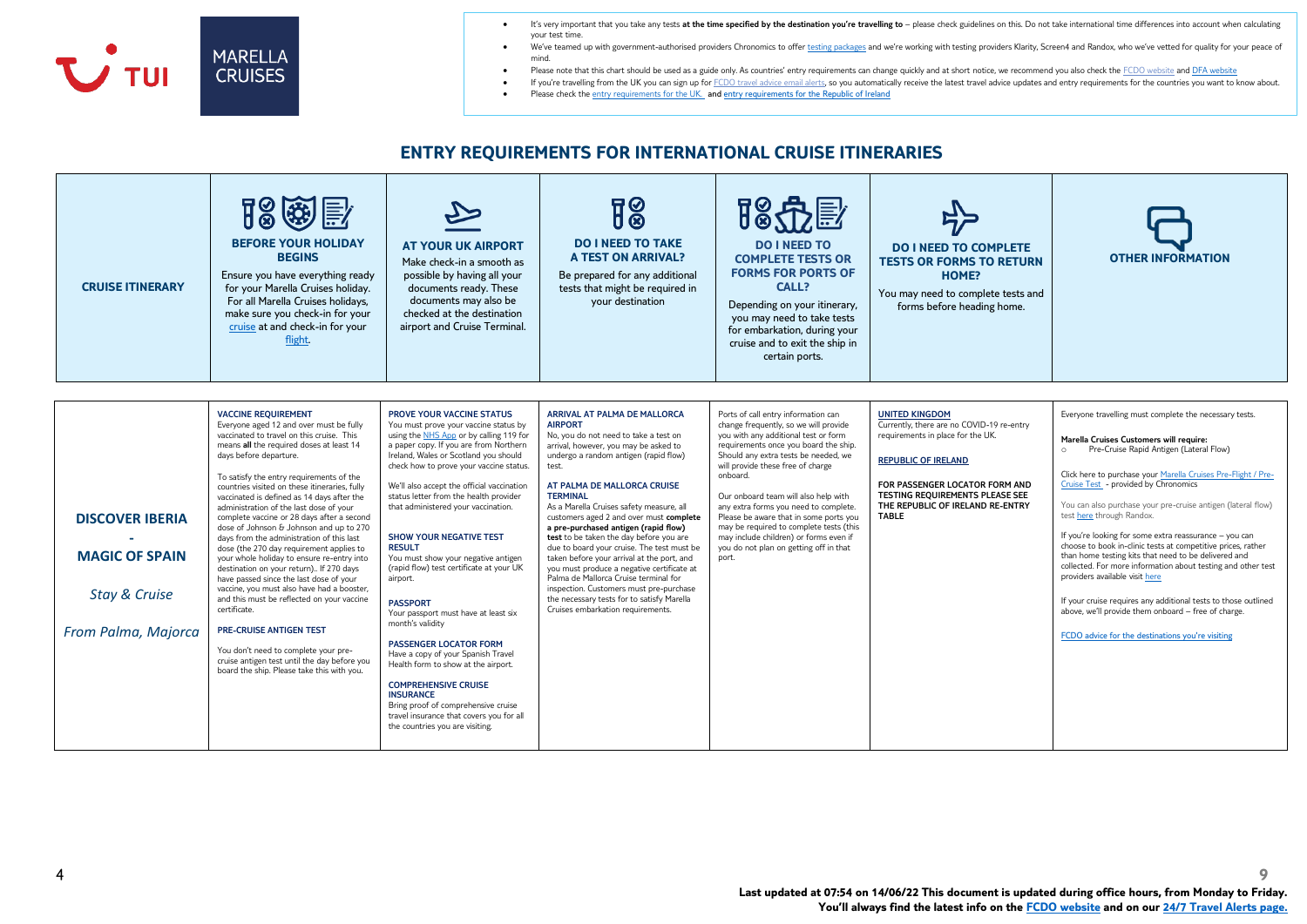- It's very important that you take any tests **at the time specified by the destination you're travelling to** – please check guidelines on this. Do not take international time differences into account when calculating your test time.
- We've teamed up with government-authorised providers Chronomics to offer testing packages and we're working with testing providers Klarity, Screen4 and Randox, who we've vetted for quality for your peace of mind.
- Please note that this chart should be used as a guide only. As countries' entry requirements can change quickly and at short notice, we recommend you also check the FCDO website and DFA website
- If you're travelling from the UK you can sign up for FCDO travel advice email alerts, so you automatically receive the latest travel advice updates and entry requirements for the countries you want to know about.
- Please check the entry requirements for the UK. and entry requirements for the Republic of Ireland

# ENTRY REQUIREMENTS FOR INTERNATIONAL CRUISE ITINERARIES

| CRUISE ITINERARY | BEFORE YOUR HOLIDAY BEGINS<br>Ensure you have everything ready for your Marella Cruises holiday. For all Marella Cruises holidays, make sure you check-in for your cruise at and check-in for your flight. | AT YOUR UK AIRPORT<br>Make check-in a smooth as possible by having all your documents ready. These documents may also be checked at the destination airport and Cruise Terminal. | DO I NEED TO TAKE A TEST ON ARRIVAL?<br>Be prepared for any additional tests that might be required in your destination | DO I NEED TO COMPLETE TESTS OR FORMS FOR PORTS OF CALL?<br>Depending on your itinerary, you may need to take tests for embarkation, during your cruise and to exit the ship in certain ports. | DO I NEED TO COMPLETE TESTS OR FORMS TO RETURN HOME?<br>You may need to complete tests and forms before heading home. | OTHER INFORMATION |
|---|---|---|---|---|---|---|
| **DISCOVER IBERIA - MAGIC OF SPAIN**<br><br>*Stay & Cruise*<br><br>*From Palma, Majorca* | **VACCINE REQUIREMENT**<br>Everyone aged 12 and over must be fully vaccinated to travel on this cruise. This means **all** the required doses at least 14 days before departure.<br><br>To satisfy the entry requirements of the countries visited on these itineraries, fully vaccinated is defined as 14 days after the administration of the last dose of your complete vaccine or 28 days after a second dose of Johnson & Johnson and up to 270 days from the administration of this last dose (the 270 day requirement applies to your whole holiday to ensure re-entry into destination on your return).. If 270 days have passed since the last dose of your vaccine, you must also have had a booster, and this must be reflected on your vaccine certificate.<br><br>**PRE-CRUISE ANTIGEN TEST**<br>You don't need to complete your pre-cruise antigen test until the day before you board the ship. Please take this with you. | **PROVE YOUR VACCINE STATUS**<br>You must prove your vaccine status by using the NHS App or by calling 119 for a paper copy. If you are from Northern Ireland, Wales or Scotland you should check how to prove your vaccine status.<br><br>We'll also accept the official vaccination status letter from the health provider that administered your vaccination.<br><br>**SHOW YOUR NEGATIVE TEST RESULT**<br>You must show your negative antigen (rapid flow) test certificate at your UK airport.<br><br>**PASSPORT**<br>Your passport must have at least six month's validity<br><br>**PASSENGER LOCATOR FORM**<br>Have a copy of your Spanish Travel Health form to show at the airport.<br><br>**COMPREHENSIVE CRUISE INSURANCE**<br>Bring proof of comprehensive cruise travel insurance that covers you for all the countries you are visiting. | **ARRIVAL AT PALMA DE MALLORCA AIRPORT**<br>No, you do not need to take a test on arrival, however, you may be asked to undergo a random antigen (rapid flow) test.<br><br>**AT PALMA DE MALLORCA CRUISE TERMINAL**<br>As a Marella Cruises safety measure, all customers aged 2 and over must **complete a pre-purchased antigen (rapid flow) test** to be taken the day before you are due to board your cruise. The test must be taken before your arrival at the port, and you must produce a negative certificate at Palma de Mallorca Cruise terminal for inspection. Customers must pre-purchase the necessary tests for to satisfy Marella Cruises embarkation requirements. | Ports of call entry information can change frequently, so we will provide you with any additional test or form requirements once you board the ship. Should any extra tests be needed, we will provide these free of charge onboard.<br><br>Our onboard team will also help with any extra forms you need to complete. Please be aware that in some ports you may be required to complete tests (this may include children) or forms even if you do not plan on getting off in that port. | **UNITED KINGDOM**<br>Currently, there are no COVID-19 re-entry requirements in place for the UK.<br><br>**REPUBLIC OF IRELAND**<br><br>**FOR PASSENGER LOCATOR FORM AND TESTING REQUIREMENTS PLEASE SEE THE REPUBLIC OF IRELAND RE-ENTRY TABLE** | Everyone travelling must complete the necessary tests.<br><br>**Marella Cruises Customers will require:**<br>○ Pre-Cruise Rapid Antigen (Lateral Flow)<br><br>Click here to purchase your Marella Cruises Pre-Flight / Pre-Cruise Test - provided by Chronomics<br><br>You can also purchase your pre-cruise antigen (lateral flow) test here through Randox.<br><br>If you're looking for some extra reassurance – you can choose to book in-clinic tests at competitive prices, rather than home testing kits that need to be delivered and collected. For more information about testing and other test providers available visit here<br><br>If your cruise requires any additional tests to those outlined above, we'll provide them onboard – free of charge.<br><br>FCDO advice for the destinations you're visiting |

**Last updated at 07:54 on 14/06/22 This document is updated during office hours, from Monday to Friday. You'll always find the latest info on the FCDO website and on our 24/7 Travel Alerts page.**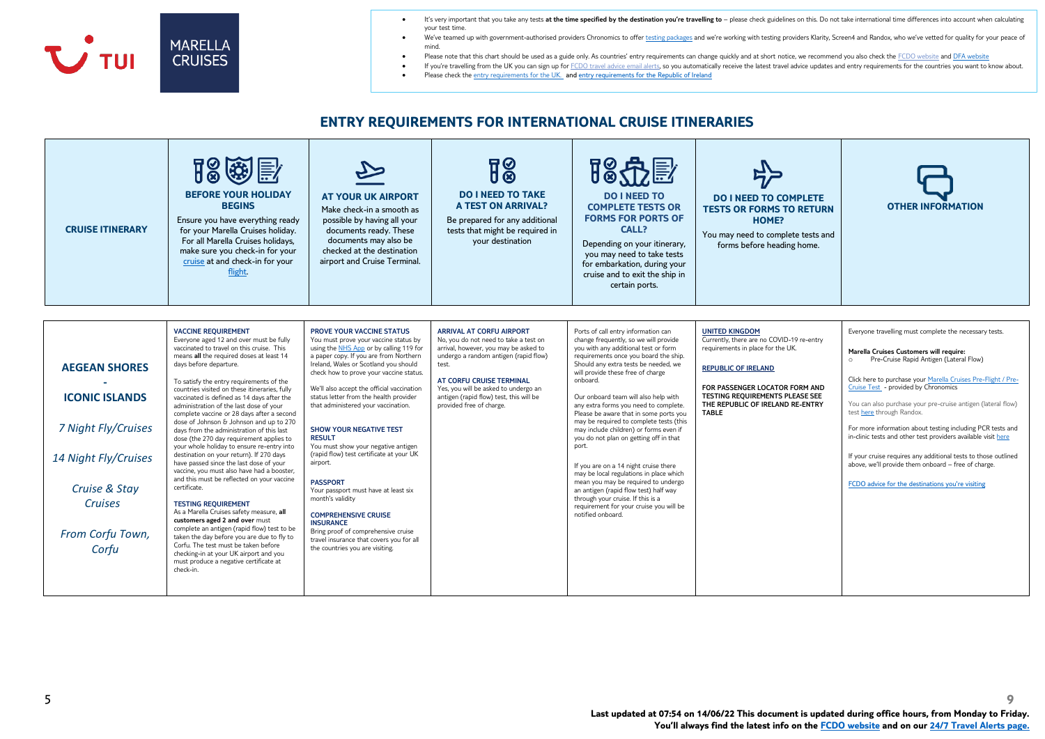- It's very important that you take any tests **at the time specified by the destination you're travelling to** – please check guidelines on this. Do not take international time differences into account when calculating your test time.
- We've teamed up with government-authorised providers Chronomics to offer testing packages and we're working with testing providers Klarity, Screen4 and Randox, who we've vetted for quality for your peace of mind.
- Please note that this chart should be used as a guide only. As countries' entry requirements can change quickly and at short notice, we recommend you also check the FCDO website and DFA website
- If you're travelling from the UK you can sign up for FCDO travel advice email alerts, so you automatically receive the latest travel advice updates and entry requirements for the countries you want to know about.
- Please check the entry requirements for the UK. and entry requirements for the Republic of Ireland

# ENTRY REQUIREMENTS FOR INTERNATIONAL CRUISE ITINERARIES

| CRUISE ITINERARY | BEFORE YOUR HOLIDAY BEGINS<br>Ensure you have everything ready for your Marella Cruises holiday. For all Marella Cruises holidays, make sure you check-in for your cruise at and check-in for your flight. | AT YOUR UK AIRPORT<br>Make check-in a smooth as possible by having all your documents ready. These documents may also be checked at the destination airport and Cruise Terminal. | DO I NEED TO TAKE A TEST ON ARRIVAL?<br>Be prepared for any additional tests that might be required in your destination | DO I NEED TO COMPLETE TESTS OR FORMS FOR PORTS OF CALL?<br>Depending on your itinerary, you may need to take tests for embarkation, during your cruise and to exit the ship in certain ports. | DO I NEED TO COMPLETE TESTS OR FORMS TO RETURN HOME?<br>You may need to complete tests and forms before heading home. | OTHER INFORMATION |
|---|---|---|---|---|---|---|
| **AEGEAN SHORES**<br>**-**<br>**ICONIC ISLANDS**<br><br>*7 Night Fly/Cruises*<br><br>*14 Night Fly/Cruises*<br><br>*Cruise & Stay Cruises*<br><br>*From Corfu Town, Corfu* | **VACCINE REQUIREMENT**<br>Everyone aged 12 and over must be fully vaccinated to travel on this cruise. This means **all** the required doses at least 14 days before departure.<br><br>To satisfy the entry requirements of the countries visited on these itineraries, fully vaccinated is defined as 14 days after the administration of the last dose of your complete vaccine or 28 days after a second dose of Johnson & Johnson and up to 270 days from the administration of this last dose (the 270 day requirement applies to your whole holiday to ensure re-entry into destination on your return). If 270 days have passed since the last dose of your vaccine, you must also have had a booster, and this must be reflected on your vaccine certificate.<br><br>**TESTING REQUIREMENT**<br>As a Marella Cruises safety measure, **all customers aged 2 and over** must complete an antigen (rapid flow) test to be taken the day before you are due to fly to Corfu. The test must be taken before checking-in at your UK airport and you must produce a negative certificate at check-in. | **PROVE YOUR VACCINE STATUS**<br>You must prove your vaccine status by using the NHS App or by calling 119 for a paper copy. If you are from Northern Ireland, Wales or Scotland you should check how to prove your vaccine status.<br><br>We'll also accept the official vaccination status letter from the health provider that administered your vaccination.<br><br>**SHOW YOUR NEGATIVE TEST RESULT**<br>You must show your negative antigen (rapid flow) test certificate at your UK airport.<br><br>**PASSPORT**<br>Your passport must have at least six month's validity<br><br>**COMPREHENSIVE CRUISE INSURANCE**<br>Bring proof of comprehensive cruise travel insurance that covers you for all the countries you are visiting. | **ARRIVAL AT CORFU AIRPORT**<br>No, you do not need to take a test on arrival, however, you may be asked to undergo a random antigen (rapid flow) test.<br><br>**AT CORFU CRUISE TERMINAL**<br>Yes, you will be asked to undergo an antigen (rapid flow) test, this will be provided free of charge. | Ports of call entry information can change frequently, so we will provide you with any additional test or form requirements once you board the ship. Should any extra tests be needed, we will provide these free of charge onboard.<br><br>Our onboard team will also help with any extra forms you need to complete. Please be aware that in some ports you may be required to complete tests (this may include children) or forms even if you do not plan on getting off in that port.<br><br>If you are on a 14 night cruise there may be local regulations in place which mean you may be required to undergo an antigen (rapid flow test) half way through your cruise. If this is a requirement for your cruise you will be notified onboard. | **UNITED KINGDOM**<br>Currently, there are no COVID-19 re-entry requirements in place for the UK.<br><br>**REPUBLIC OF IRELAND**<br><br>**FOR PASSENGER LOCATOR FORM AND TESTING REQUIREMENTS PLEASE SEE THE REPUBLIC OF IRELAND RE-ENTRY TABLE** | Everyone travelling must complete the necessary tests.<br><br>**Marella Cruises Customers will require:**<br>○ Pre-Cruise Rapid Antigen (Lateral Flow)<br><br>Click here to purchase your Marella Cruises Pre-Flight / Pre-Cruise Test - provided by Chronomics<br><br>You can also purchase your pre-cruise antigen (lateral flow) test here through Randox.<br><br>For more information about testing including PCR tests and in-clinic tests and other test providers available visit here<br><br>If your cruise requires any additional tests to those outlined above, we'll provide them onboard – free of charge.<br><br>FCDO advice for the destinations you're visiting |

**Last updated at 07:54 on 14/06/22 This document is updated during office hours, from Monday to Friday. You'll always find the latest info on the FCDO website and on our 24/7 Travel Alerts page.**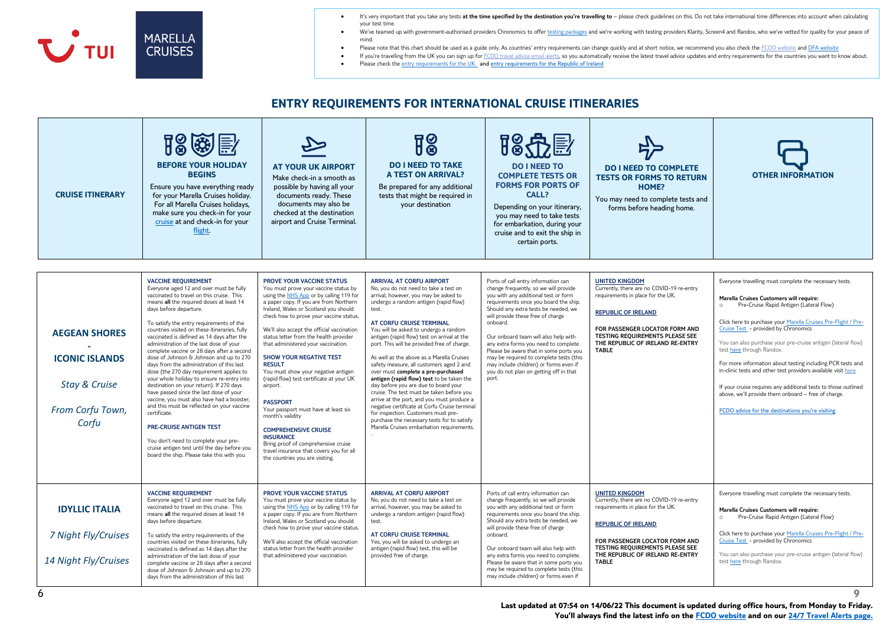- It's very important that you take any tests **at the time specified by the destination you're travelling to** – please check guidelines on this. Do not take international time differences into account when calculating your test time.
- We've teamed up with government-authorised providers Chronomics to offer testing packages and we're working with testing providers Klarity, Screen4 and Randox, who we've vetted for quality for your peace of mind.
- Please note that this chart should be used as a guide only. As countries' entry requirements can change quickly and at short notice, we recommend you also check the FCDO website and DFA website
- If you're travelling from the UK you can sign up for FCDO travel advice email alerts, so you automatically receive the latest travel advice updates and entry requirements for the countries you want to know about.
- Please check the entry requirements for the UK. and entry requirements for the Republic of Ireland

# ENTRY REQUIREMENTS FOR INTERNATIONAL CRUISE ITINERARIES

| CRUISE ITINERARY | BEFORE YOUR HOLIDAY BEGINS<br>Ensure you have everything ready for your Marella Cruises holiday. For all Marella Cruises holidays, make sure you check-in for your cruise at and check-in for your flight. | AT YOUR UK AIRPORT<br>Make check-in a smooth as possible by having all your documents ready. These documents may also be checked at the destination airport and Cruise Terminal. | DO I NEED TO TAKE A TEST ON ARRIVAL?<br>Be prepared for any additional tests that might be required in your destination | DO I NEED TO COMPLETE TESTS OR FORMS FOR PORTS OF CALL?<br>Depending on your itinerary, you may need to take tests for embarkation, during your cruise and to exit the ship in certain ports. | DO I NEED TO COMPLETE TESTS OR FORMS TO RETURN HOME?<br>You may need to complete tests and forms before heading home. | OTHER INFORMATION |
|---|---|---|---|---|---|---|
| **AEGEAN SHORES - ICONIC ISLANDS**<br>*Stay & Cruise*<br>*From Corfu Town, Corfu* | **VACCINE REQUIREMENT**<br>Everyone aged 12 and over must be fully vaccinated to travel on this cruise. This means **all** the required doses at least 14 days before departure.<br><br>To satisfy the entry requirements of the countries visited on these itineraries, fully vaccinated is defined as 14 days after the administration of the last dose of your complete vaccine or 28 days after a second dose of Johnson & Johnson and up to 270 days from the administration of this last dose (the 270 day requirement applies to your whole holiday to ensure re-entry into destination on your return). If 270 days have passed since the last dose of your vaccine, you must also have had a booster, and this must be reflected on your vaccine certificate.<br><br>**PRE-CRUISE ANTIGEN TEST**<br>You don't need to complete your pre-cruise antigen test until the day before you board the ship. Please take this with you. | **PROVE YOUR VACCINE STATUS**<br>You must prove your vaccine status by using the NHS App or by calling 119 for a paper copy. If you are from Northern Ireland, Wales or Scotland you should check how to prove your vaccine status.<br><br>We'll also accept the official vaccination status letter from the health provider that administered your vaccination.<br><br>**SHOW YOUR NEGATIVE TEST RESULT**<br>You must show your negative antigen (rapid flow) test certificate at your UK airport.<br><br>**PASSPORT**<br>Your passport must have at least six month's validity<br><br>**COMPREHENSIVE CRUISE INSURANCE**<br>Bring proof of comprehensive cruise travel insurance that covers you for all the countries you are visiting. | **ARRIVAL AT CORFU AIRPORT**<br>No, you do not need to take a test on arrival, however, you may be asked to undergo a random antigen (rapid flow) test.<br><br>**AT CORFU CRUISE TERMINAL**<br>You will be asked to undergo a random antigen (rapid flow) test on arrival at the port. This will be provided free of charge.<br><br>As well as the above as a Marella Cruises safety measure, all customers aged 2 and over must **complete a pre-purchased antigen (rapid flow) test** to be taken the day before you are due to board your cruise. The test must be taken before you arrive at the port, and you must produce a negative certificate at Corfu Cruise terminal for inspection. Customers must pre-purchase the necessary tests for to satisfy Marella Cruises embarkation requirements. | Ports of call entry information can change frequently, so we will provide you with any additional test or form requirements once you board the ship. Should any extra tests be needed, we will provide these free of charge onboard.<br><br>Our onboard team will also help with any extra forms you need to complete. Please be aware that in some ports you may be required to complete tests (this may include children) or forms even if you do not plan on getting off in that port. | **UNITED KINGDOM**<br>Currently, there are no COVID-19 re-entry requirements in place for the UK.<br><br>**REPUBLIC OF IRELAND**<br><br>**FOR PASSENGER LOCATOR FORM AND TESTING REQUIREMENTS PLEASE SEE THE REPUBLIC OF IRELAND RE-ENTRY TABLE** | Everyone travelling must complete the necessary tests.<br><br>**Marella Cruises Customers will require:**<br>○ Pre-Cruise Rapid Antigen (Lateral Flow)<br><br>Click here to purchase your Marella Cruises Pre-Flight / Pre-Cruise Test - provided by Chronomics<br><br>You can also purchase your pre-cruise antigen (lateral flow) test here through Randox.<br><br>For more information about testing including PCR tests and in-clinic tests and other test providers available visit here<br><br>If your cruise requires any additional tests to those outlined above, we'll provide them onboard – free of charge.<br><br>FCDO advice for the destinations you're visiting |
| **IDYLLIC ITALIA**<br>*7 Night Fly/Cruises*<br>*14 Night Fly/Cruises* | **VACCINE REQUIREMENT**<br>Everyone aged 12 and over must be fully vaccinated to travel on this cruise. This means **all** the required doses at least 14 days before departure.<br><br>To satisfy the entry requirements of the countries visited on these itineraries, fully vaccinated is defined as 14 days after the administration of the last dose of your complete vaccine or 28 days after a second dose of Johnson & Johnson and up to 270 days from the administration of this last | **PROVE YOUR VACCINE STATUS**<br>You must prove your vaccine status by using the NHS App or by calling 119 for a paper copy. If you are from Northern Ireland, Wales or Scotland you should check how to prove your vaccine status.<br><br>We'll also accept the official vaccination status letter from the health provider that administered your vaccination. | **ARRIVAL AT CORFU AIRPORT**<br>No, you do not need to take a test on arrival, however, you may be asked to undergo a random antigen (rapid flow) test.<br><br>**AT CORFU CRUISE TERMINAL**<br>Yes, you will be asked to undergo an antigen (rapid flow) test, this will be provided free of charge. | Ports of call entry information can change frequently, so we will provide you with any additional test or form requirements once you board the ship. Should any extra tests be needed, we will provide these free of charge onboard.<br><br>Our onboard team will also help with any extra forms you need to complete. Please be aware that in some ports you may be required to complete tests (this may include children) or forms even if | **UNITED KINGDOM**<br>Currently, there are no COVID-19 re-entry requirements in place for the UK.<br><br>**REPUBLIC OF IRELAND**<br><br>**FOR PASSENGER LOCATOR FORM AND TESTING REQUIREMENTS PLEASE SEE THE REPUBLIC OF IRELAND RE-ENTRY TABLE** | Everyone travelling must complete the necessary tests.<br><br>**Marella Cruises Customers will require:**<br>○ Pre-Cruise Rapid Antigen (Lateral Flow)<br><br>Click here to purchase your Marella Cruises Pre-Flight / Pre-Cruise Test - provided by Chronomics<br><br>You can also purchase your pre-cruise antigen (lateral flow) test here through Randox. |

**Last updated at 07:54 on 14/06/22 This document is updated during office hours, from Monday to Friday. You'll always find the latest info on the FCDO website and on our 24/7 Travel Alerts page.**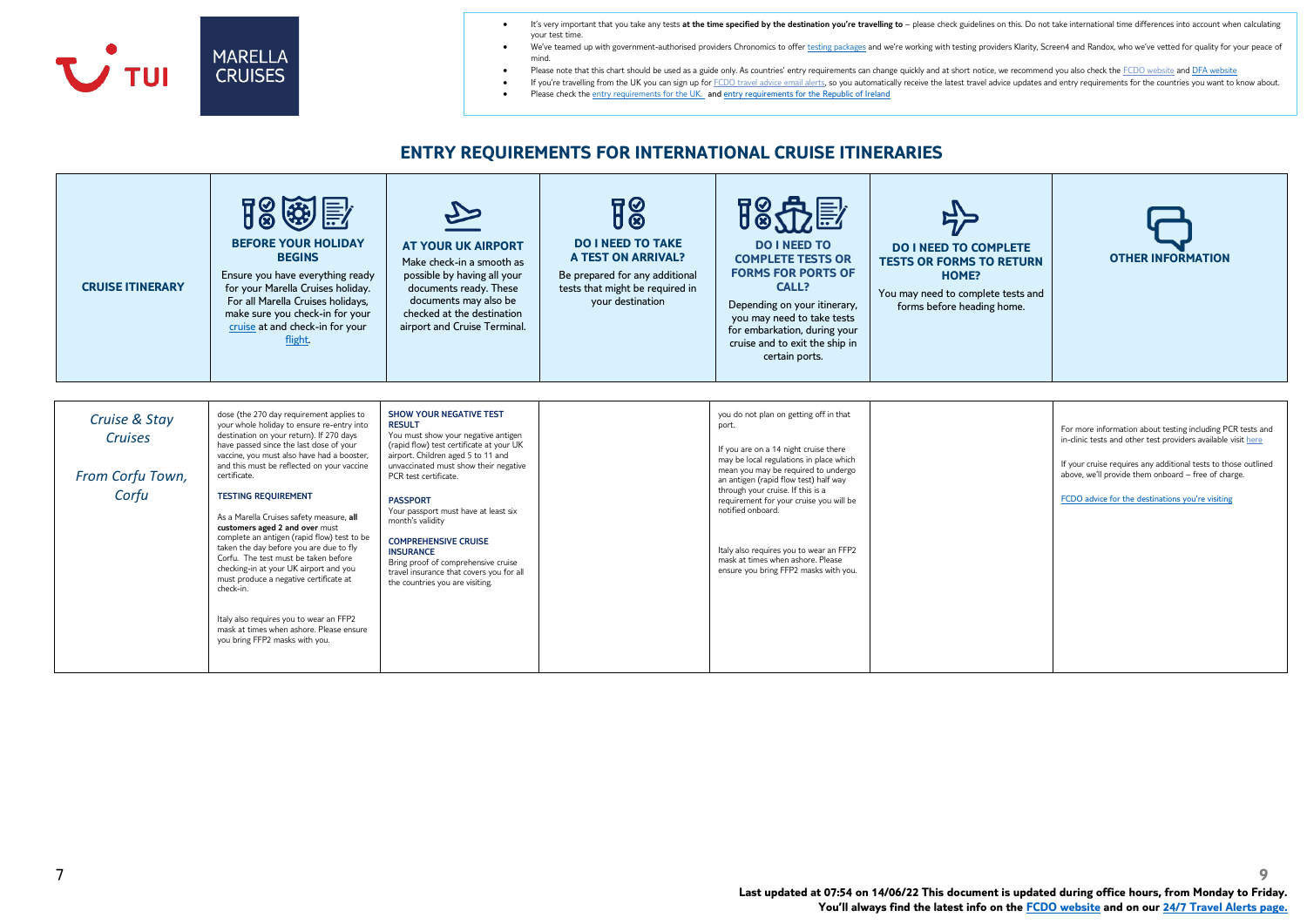- It's very important that you take any tests **at the time specified by the destination you're travelling to** – please check guidelines on this. Do not take international time differences into account when calculating your test time.
- We've teamed up with government-authorised providers Chronomics to offer testing packages and we're working with testing providers Klarity, Screen4 and Randox, who we've vetted for quality for your peace of mind.
- Please note that this chart should be used as a guide only. As countries' entry requirements can change quickly and at short notice, we recommend you also check the FCDO website and DFA website
- If you're travelling from the UK you can sign up for FCDO travel advice email alerts, so you automatically receive the latest travel advice updates and entry requirements for the countries you want to know about.
- Please check the entry requirements for the UK. and entry requirements for the Republic of Ireland

# ENTRY REQUIREMENTS FOR INTERNATIONAL CRUISE ITINERARIES

| CRUISE ITINERARY | BEFORE YOUR HOLIDAY BEGINS<br>Ensure you have everything ready for your Marella Cruises holiday. For all Marella Cruises holidays, make sure you check-in for your cruise at and check-in for your flight. | AT YOUR UK AIRPORT<br>Make check-in a smooth as possible by having all your documents ready. These documents may also be checked at the destination airport and Cruise Terminal. | DO I NEED TO TAKE A TEST ON ARRIVAL?<br>Be prepared for any additional tests that might be required in your destination | DO I NEED TO COMPLETE TESTS OR FORMS FOR PORTS OF CALL?<br>Depending on your itinerary, you may need to take tests for embarkation, during your cruise and to exit the ship in certain ports. | DO I NEED TO COMPLETE TESTS OR FORMS TO RETURN HOME?<br>You may need to complete tests and forms before heading home. | OTHER INFORMATION |
|---|---|---|---|---|---|---|
| *Cruise & Stay Cruises*<br><br>*From Corfu Town, Corfu* | dose (the 270 day requirement applies to your whole holiday to ensure re-entry into destination on your return). If 270 days have passed since the last dose of your vaccine, you must also have had a booster, and this must be reflected on your vaccine certificate.<br><br>**TESTING REQUIREMENT**<br><br>As a Marella Cruises safety measure, **all customers aged 2 and over** must complete an antigen (rapid flow) test to be taken the day before you are due to fly Corfu. The test must be taken before checking-in at your UK airport and you must produce a negative certificate at check-in.<br><br>Italy also requires you to wear an FFP2 mask at times when ashore. Please ensure you bring FFP2 masks with you. | **SHOW YOUR NEGATIVE TEST RESULT**<br>You must show your negative antigen (rapid flow) test certificate at your UK airport. Children aged 5 to 11 and unvaccinated must show their negative PCR test certificate.<br><br>**PASSPORT**<br>Your passport must have at least six month's validity<br><br>**COMPREHENSIVE CRUISE INSURANCE**<br>Bring proof of comprehensive cruise travel insurance that covers you for all the countries you are visiting. | | you do not plan on getting off in that port.<br><br>If you are on a 14 night cruise there may be local regulations in place which mean you may be required to undergo an antigen (rapid flow test) half way through your cruise. If this is a requirement for your cruise you will be notified onboard.<br><br>Italy also requires you to wear an FFP2 mask at times when ashore. Please ensure you bring FFP2 masks with you. | | For more information about testing including PCR tests and in-clinic tests and other test providers available visit here<br><br>If your cruise requires any additional tests to those outlined above, we'll provide them onboard – free of charge.<br><br>FCDO advice for the destinations you're visiting |

**Last updated at 07:54 on 14/06/22 This document is updated during office hours, from Monday to Friday.**
**You'll always find the latest info on the FCDO website and on our 24/7 Travel Alerts page.**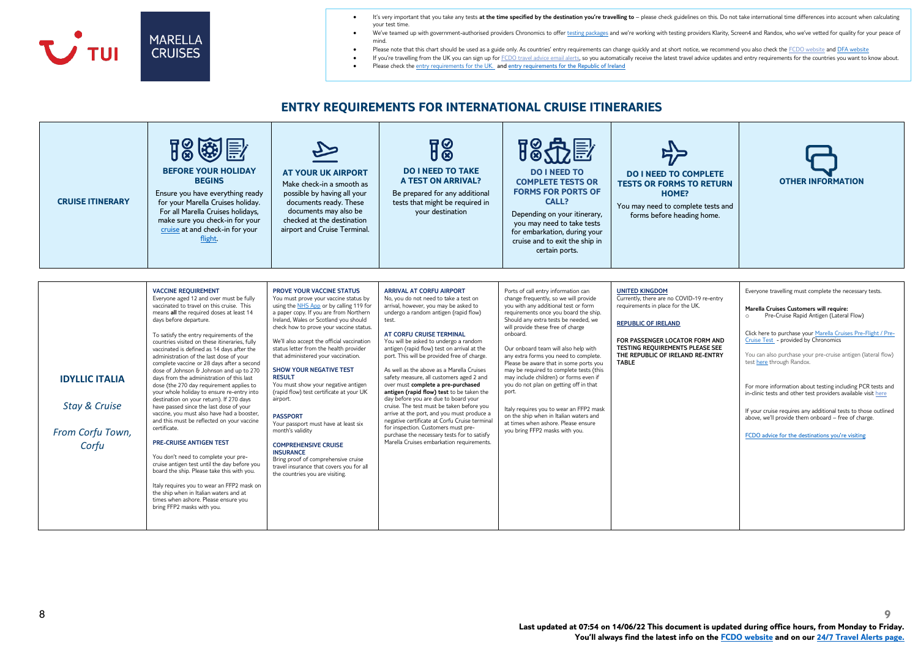- It's very important that you take any tests **at the time specified by the destination you're travelling to** – please check guidelines on this. Do not take international time differences into account when calculating your test time.
- We've teamed up with government-authorised providers Chronomics to offer testing packages and we're working with testing providers Klarity, Screen4 and Randox, who we've vetted for quality for your peace of mind.
- Please note that this chart should be used as a guide only. As countries' entry requirements can change quickly and at short notice, we recommend you also check the FCDO website and DFA website
- If you're travelling from the UK you can sign up for FCDO travel advice email alerts, so you automatically receive the latest travel advice updates and entry requirements for the countries you want to know about.
- Please check the entry requirements for the UK. and entry requirements for the Republic of Ireland

# ENTRY REQUIREMENTS FOR INTERNATIONAL CRUISE ITINERARIES

| CRUISE ITINERARY | BEFORE YOUR HOLIDAY BEGINS<br>Ensure you have everything ready for your Marella Cruises holiday. For all Marella Cruises holidays, make sure you check-in for your cruise at and check-in for your flight. | AT YOUR UK AIRPORT<br>Make check-in a smooth as possible by having all your documents ready. These documents may also be checked at the destination airport and Cruise Terminal. | DO I NEED TO TAKE A TEST ON ARRIVAL?<br>Be prepared for any additional tests that might be required in your destination | DO I NEED TO COMPLETE TESTS OR FORMS FOR PORTS OF CALL?<br>Depending on your itinerary, you may need to take tests for embarkation, during your cruise and to exit the ship in certain ports. | DO I NEED TO COMPLETE TESTS OR FORMS TO RETURN HOME?<br>You may need to complete tests and forms before heading home. | OTHER INFORMATION |
|---|---|---|---|---|---|---|
| **IDYLLIC ITALIA**<br><br>*Stay & Cruise*<br><br>*From Corfu Town, Corfu* | **VACCINE REQUIREMENT**<br>Everyone aged 12 and over must be fully vaccinated to travel on this cruise. This means **all** the required doses at least 14 days before departure.<br><br>To satisfy the entry requirements of the countries visited on these itineraries, fully vaccinated is defined as 14 days after the administration of the last dose of your complete vaccine or 28 days after a second dose of Johnson & Johnson and up to 270 days from the administration of the last dose (the 270 day requirement applies to your whole holiday to ensure re-entry into your destination on your return). If 270 days have passed since the last dose of your vaccine, you must also have had a booster, and this must be reflected on your vaccine certificate.<br><br>**PRE-CRUISE ANTIGEN TEST**<br>You don't need to complete your pre-cruise antigen test until the day before you board the ship. Please take this with you.<br><br>Italy requires you to wear an FFP2 mask on the ship when in Italian waters and at times when ashore. Please ensure you bring FFP2 masks with you. | **PROVE YOUR VACCINE STATUS**<br>You must prove your vaccine status by using the NHS App or by calling 119 for a paper copy. If you are from Northern Ireland, Wales or Scotland you should check how to prove your vaccine status.<br><br>We'll also accept the official vaccination status letter from the health provider that administered your vaccination.<br><br>**SHOW YOUR NEGATIVE TEST RESULT**<br>You must show your negative antigen (rapid flow) test certificate at your UK airport.<br><br>**PASSPORT**<br>Your passport must have at least six month's validity<br><br>**COMPREHENSIVE CRUISE INSURANCE**<br>Bring proof of comprehensive cruise travel insurance that covers you for all the countries you are visiting. | **ARRIVAL AT CORFU AIRPORT**<br>No, you do not need to take a test on arrival, however, you may be asked to undergo a random antigen (rapid flow) test.<br><br>**AT CORFU CRUISE TERMINAL**<br>You will be asked to undergo a random antigen (rapid flow) test on arrival at the port. This will be provided free of charge.<br><br>As well as the above as a Marella Cruises safety measure, all customers aged 2 and over must **complete a pre-purchased antigen (rapid flow) test** to be taken the day before you are due to board your cruise. The test must be taken before you arrive at the port, and you must produce a negative certificate at Corfu Cruise terminal for inspection. Customers must pre-purchase the necessary tests for to satisfy Marella Cruises embarkation requirements. | Ports of call entry information can change frequently, so we will provide you with any additional test or form requirements once you board the ship. Should any extra tests be needed, we will provide these free of charge onboard.<br><br>Our onboard team will also help with any extra forms you need to complete. Please be aware that in some ports you may be required to complete tests (this may include children) or forms even if you do not plan on getting off in that port.<br><br>Italy requires you to wear an FFP2 mask on the ship when in Italian waters and at times when ashore. Please ensure you bring FFP2 masks with you. | **UNITED KINGDOM**<br>Currently, there are no COVID-19 re-entry requirements in place for the UK.<br><br>**REPUBLIC OF IRELAND**<br><br>**FOR PASSENGER LOCATOR FORM AND TESTING REQUIREMENTS PLEASE SEE THE REPUBLIC OF IRELAND RE-ENTRY TABLE** | Everyone travelling must complete the necessary tests.<br><br>**Marella Cruises Customers will require:**<br>○ Pre-Cruise Rapid Antigen (Lateral Flow)<br><br>Click here to purchase your Marella Cruises Pre-Flight / Pre-Cruise Test - provided by Chronomics<br><br>You can also purchase your pre-cruise antigen (lateral flow) test here through Randox.<br><br>For more information about testing including PCR tests and in-clinic tests and other test providers available visit here<br><br>If your cruise requires any additional tests to those outlined above, we'll provide them onboard – free of charge.<br><br>FCDO advice for the destinations you're visiting |

**Last updated at 07:54 on 14/06/22 This document is updated during office hours, from Monday to Friday.**
**You'll always find the latest info on the FCDO website and on our 24/7 Travel Alerts page.**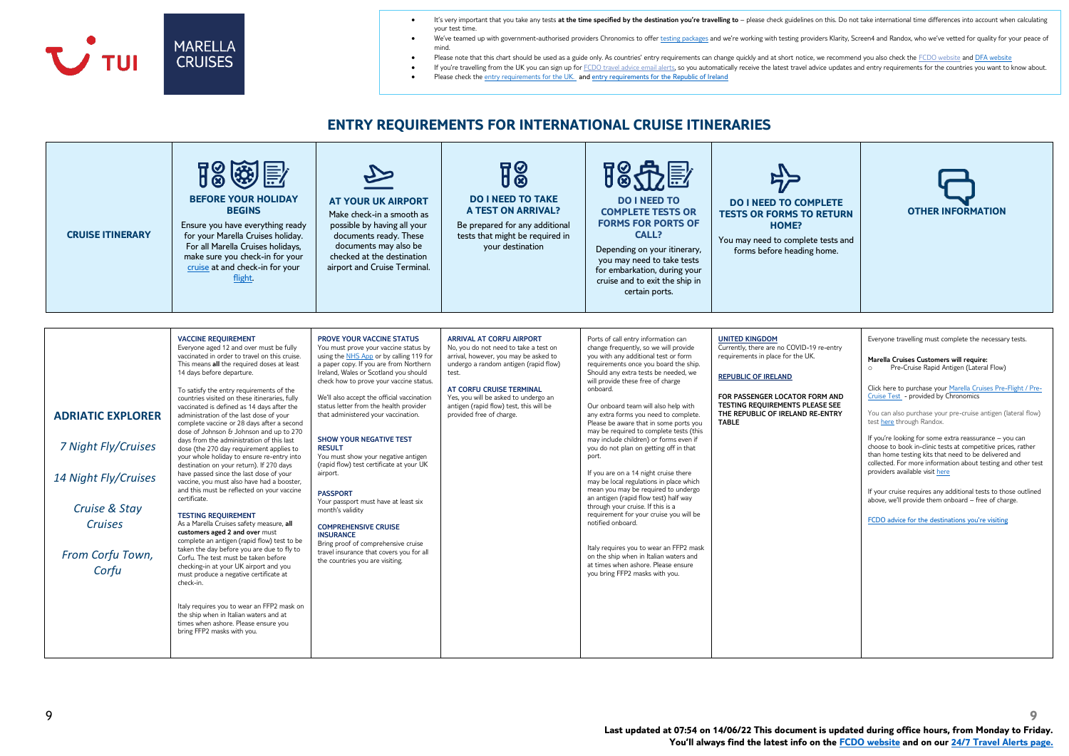- It's very important that you take any tests **at the time specified by the destination you're travelling to** – please check guidelines on this. Do not take international time differences into account when calculating your test time.
- We've teamed up with government-authorised providers Chronomics to offer testing packages and we're working with testing providers Klarity, Screen4 and Randox, who we've vetted for quality for your peace of mind.
- Please note that this chart should be used as a guide only. As countries' entry requirements can change quickly and at short notice, we recommend you also check the FCDO website and DFA website
- If you're travelling from the UK you can sign up for FCDO travel advice email alerts, so you automatically receive the latest travel advice updates and entry requirements for the countries you want to know about.
- Please check the entry requirements for the UK. and entry requirements for the Republic of Ireland

# ENTRY REQUIREMENTS FOR INTERNATIONAL CRUISE ITINERARIES

| CRUISE ITINERARY | BEFORE YOUR HOLIDAY BEGINS<br>Ensure you have everything ready for your Marella Cruises holiday. For all Marella Cruises holidays, make sure you check-in for your cruise at and check-in for your flight. | AT YOUR UK AIRPORT<br>Make check-in a smooth as possible by having all your documents ready. These documents may also be checked at the destination airport and Cruise Terminal. | DO I NEED TO TAKE A TEST ON ARRIVAL?<br>Be prepared for any additional tests that might be required in your destination | DO I NEED TO COMPLETE TESTS OR FORMS FOR PORTS OF CALL?<br>Depending on your itinerary, you may need to take tests for embarkation, during your cruise and to exit the ship in certain ports. | DO I NEED TO COMPLETE TESTS OR FORMS TO RETURN HOME?<br>You may need to complete tests and forms before heading home. | OTHER INFORMATION |
|---|---|---|---|---|---|---|
| **ADRIATIC EXPLORER**<br><br>*7 Night Fly/Cruises*<br><br>*14 Night Fly/Cruises*<br><br>*Cruise & Stay Cruises*<br><br>*From Corfu Town, Corfu* | **VACCINE REQUIREMENT**<br>Everyone aged 12 and over must be fully vaccinated in order to travel on this cruise. This means **all** the required doses at least 14 days before departure.<br><br>To satisfy the entry requirements of the countries visited on these itineraries, fully vaccinated is defined as 14 days after the administration of the last dose of your complete vaccine or 28 days after a second dose of Johnson & Johnson and up to 270 days from the administration of this last dose (the 270 day requirement applies to your whole holiday to ensure re-entry into destination on your return). If 270 days have passed since the last dose of your vaccine, you must also have had a booster, and this must be reflected on your vaccine certificate.<br><br>**TESTING REQUIREMENT**<br>As a Marella Cruises safety measure, **all customers aged 2 and over** must complete an antigen (rapid flow) test to be taken the day before you are due to fly to Corfu. The test must be taken before checking-in at your UK airport and you must produce a negative certificate at check-in.<br><br>Italy requires you to wear an FFP2 mask on the ship when in Italian waters and at times when ashore. Please ensure you bring FFP2 masks with you. | **PROVE YOUR VACCINE STATUS**<br>You must prove your vaccine status by using the NHS App or by calling 119 for a paper copy. If you are from Northern Ireland, Wales or Scotland you should check how to prove your vaccine status.<br><br>We'll also accept the official vaccination status letter from the health provider that administered your vaccination.<br><br>**SHOW YOUR NEGATIVE TEST RESULT**<br>You must show your negative antigen (rapid flow) test certificate at your UK airport.<br><br>**PASSPORT**<br>Your passport must have at least six month's validity<br><br>**COMPREHENSIVE CRUISE INSURANCE**<br>Bring proof of comprehensive cruise travel insurance that covers you for all the countries you are visiting. | **ARRIVAL AT CORFU AIRPORT**<br>No, you do not need to take a test on arrival, however, you may be asked to undergo a random antigen (rapid flow) test.<br><br>**AT CORFU CRUISE TERMINAL**<br>Yes, you will be asked to undergo an antigen (rapid flow) test, this will be provided free of charge. | Ports of call entry information can change frequently, so we will provide you with any additional test or form requirements once you board the ship. Should any extra tests be needed, we will provide these free of charge onboard.<br><br>Our onboard team will also help with any extra forms you need to complete. Please be aware that in some ports you may be required to complete tests (this may include children) or forms even if you do not plan on getting off in that port.<br><br>If you are on a 14 night cruise there may be local regulations in place which mean you may be required to undergo an antigen (rapid flow test) half way through your cruise. If this is a requirement for your cruise you will be notified onboard.<br><br>Italy requires you to wear an FFP2 mask on the ship when in Italian waters and at times when ashore. Please ensure you bring FFP2 masks with you. | **UNITED KINGDOM**<br>Currently, there are no COVID-19 re-entry requirements in place for the UK.<br><br>**REPUBLIC OF IRELAND**<br><br>**FOR PASSENGER LOCATOR FORM AND TESTING REQUIREMENTS PLEASE SEE THE REPUBLIC OF IRELAND RE-ENTRY TABLE** | Everyone travelling must complete the necessary tests.<br><br>**Marella Cruises Customers will require:**<br>○ Pre-Cruise Rapid Antigen (Lateral Flow)<br><br>Click here to purchase your Marella Cruises Pre-Flight / Pre-Cruise Test - provided by Chronomics<br><br>You can also purchase your pre-cruise antigen (lateral flow) test here through Randox.<br><br>If you're looking for some extra reassurance – you can choose to book in-clinic tests at competitive prices, rather than home testing kits that need to be delivered and collected. For more information about testing and other test providers available visit here<br><br>If your cruise requires any additional tests to those outlined above, we'll provide them onboard – free of charge.<br><br>FCDO advice for the destinations you're visiting |

**Last updated at 07:54 on 14/06/22 This document is updated during office hours, from Monday to Friday. You'll always find the latest info on the FCDO website and on our 24/7 Travel Alerts page.**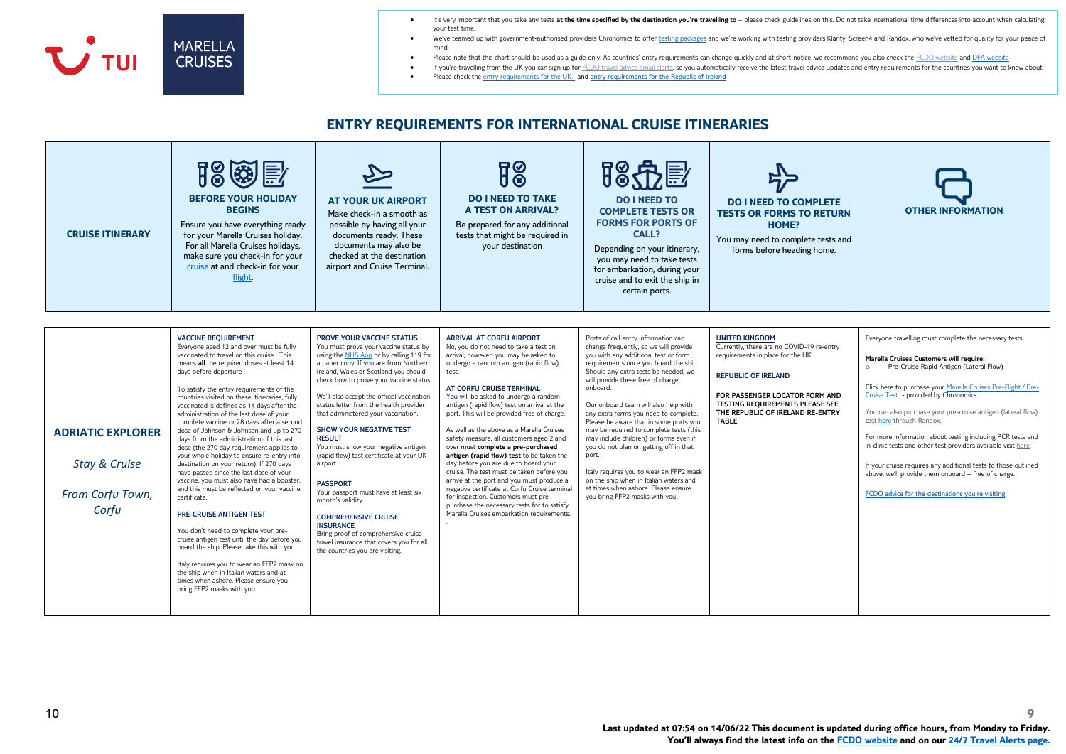- It's very important that you take any tests **at the time specified by the destination you're travelling to** – please check guidelines on this. Do not take international time differences into account when calculating your test time.
- We've teamed up with government-authorised providers Chronomics to offer testing packages and we're working with testing providers Klarity, Screen4 and Randox, who we've vetted for quality for your peace of mind.
- Please note that this chart should be used as a guide only. As countries' entry requirements can change quickly and at short notice, we recommend you also check the FCDO website and DFA website
- If you're travelling from the UK you can sign up for FCDO travel advice email alerts, so you automatically receive the latest travel advice updates and entry requirements for the countries you want to know about.
- Please check the entry requirements for the UK. and entry requirements for the Republic of Ireland

# ENTRY REQUIREMENTS FOR INTERNATIONAL CRUISE ITINERARIES

| CRUISE ITINERARY | BEFORE YOUR HOLIDAY BEGINS<br>Ensure you have everything ready for your Marella Cruises holiday. For all Marella Cruises holidays, make sure you check-in for your cruise at and check-in for your flight. | AT YOUR UK AIRPORT<br>Make check-in a smooth as possible by having all your documents ready. These documents may also be checked at the destination airport and Cruise Terminal. | DO I NEED TO TAKE A TEST ON ARRIVAL?<br>Be prepared for any additional tests that might be required in your destination | DO I NEED TO COMPLETE TESTS OR FORMS FOR PORTS OF CALL?<br>Depending on your itinerary, you may need to take tests for embarkation, during your cruise and to exit the ship in certain ports. | DO I NEED TO COMPLETE TESTS OR FORMS TO RETURN HOME?<br>You may need to complete tests and forms before heading home. | OTHER INFORMATION |
|---|---|---|---|---|---|---|
| **ADRIATIC EXPLORER**<br><br>*Stay & Cruise*<br><br>*From Corfu Town, Corfu* | **VACCINE REQUIREMENT**<br>Everyone aged 12 and over must be fully vaccinated to travel on this cruise. This means **all** the required doses at least 14 days before departure<br><br>To satisfy the entry requirements of the countries visited on these itineraries, fully vaccinated is defined as 14 days after the administration of the last dose of your complete vaccine or 28 days after a second dose of Johnson & Johnson and up to 270 days from the administration of this last dose (the 270 day requirement applies to your whole holiday to ensure re-entry into your destination on your return). If 270 days have passed since the last dose of your vaccine, you must also have had a booster, and this must be reflected on your vaccine certificate.<br><br>**PRE-CRUISE ANTIGEN TEST**<br><br>You don't need to complete your pre-cruise antigen test until the day before you board the ship. Please take this with you.<br><br>Italy requires you to wear an FFP2 mask on the ship when in Italian waters and at times when ashore. Please ensure you bring FFP2 masks with you. | **PROVE YOUR VACCINE STATUS**<br>You must prove your vaccine status by using the NHS App or by calling 119 for a paper copy. If you are from Northern Ireland, Wales or Scotland you should check how to prove your vaccine status.<br><br>We'll also accept the official vaccination status letter from the health provider that administered your vaccination.<br><br>**SHOW YOUR NEGATIVE TEST RESULT**<br>You must show your negative antigen (rapid flow) test certificate at your UK airport.<br><br>**PASSPORT**<br>Your passport must have at least six month's validity<br><br>**COMPREHENSIVE CRUISE INSURANCE**<br>Bring proof of comprehensive cruise travel insurance that covers you for all the countries you are visiting. | **ARRIVAL AT CORFU AIRPORT**<br>No, you do not need to take a test on arrival, however, you may be asked to undergo a random antigen (rapid flow) test.<br><br>**AT CORFU CRUISE TERMINAL**<br>You will be asked to undergo a random antigen (rapid flow) test on arrival at the port. This will be provided free of charge.<br><br>As well as the above as a Marella Cruises safety measure, all customers aged 2 and over must **complete a pre-purchased antigen (rapid flow) test** to be taken the day before you are due to board your cruise. The test must be taken before you arrive at the port and you must produce a negative certificate at Corfu Cruise terminal for inspection. Customers must pre-purchase the necessary tests for to satisfy Marella Cruises embarkation requirements.<br>. | Ports of call entry information can change frequently, so we will provide you with any additional test or form requirements once you board the ship. Should any extra tests be needed, we will provide these free of charge onboard.<br><br>Our onboard team will also help with any extra forms you need to complete. Please be aware that in some ports you may be required to complete tests (this may include children) or forms even if you do not plan on getting off in that port.<br><br>Italy requires you to wear an FFP2 mask on the ship when in Italian waters and at times when ashore. Please ensure you bring FFP2 masks with you. | **UNITED KINGDOM**<br>Currently, there are no COVID-19 re-entry requirements in place for the UK.<br><br>**REPUBLIC OF IRELAND**<br><br>**FOR PASSENGER LOCATOR FORM AND TESTING REQUIREMENTS PLEASE SEE THE REPUBLIC OF IRELAND RE-ENTRY TABLE** | Everyone travelling must complete the necessary tests.<br><br>**Marella Cruises Customers will require:**<br>○ Pre-Cruise Rapid Antigen (Lateral Flow)<br><br>Click here to purchase your Marella Cruises Pre-Flight / Pre-Cruise Test - provided by Chronomics<br><br>You can also purchase your pre-cruise antigen (lateral flow) test here through Randox.<br><br>For more information about testing including PCR tests and in-clinic tests and other test providers available visit here<br><br>If your cruise requires any additional tests to those outlined above, we'll provide them onboard – free of charge.<br><br>FCDO advice for the destinations you're visiting |

**Last updated at 07:54 on 14/06/22 This document is updated during office hours, from Monday to Friday.**
**You'll always find the latest info on the FCDO website and on our 24/7 Travel Alerts page.**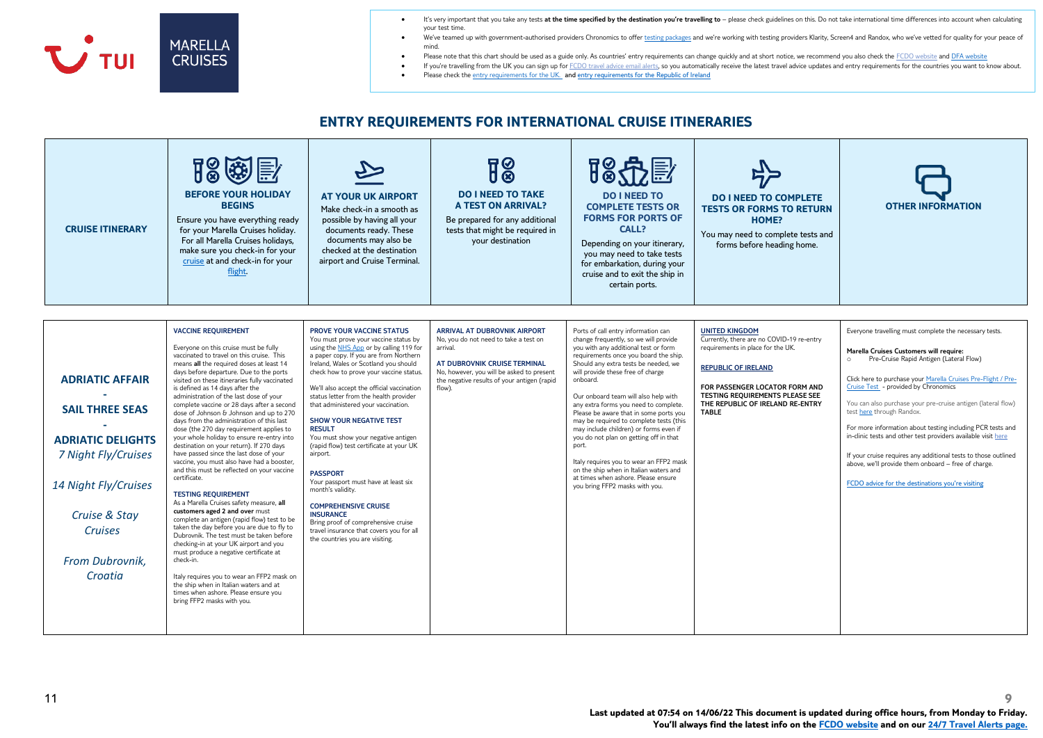- It's very important that you take any tests **at the time specified by the destination you're travelling to** – please check guidelines on this. Do not take international time differences into account when calculating your test time.
- We've teamed up with government-authorised providers Chronomics to offer testing packages and we're working with testing providers Klarity, Screen4 and Randox, who we've vetted for quality for your peace of mind.
- Please note that this chart should be used as a guide only. As countries' entry requirements can change quickly and at short notice, we recommend you also check the FCDO website and DFA website
- If you're travelling from the UK you can sign up for FCDO travel advice email alerts, so you automatically receive the latest travel advice updates and entry requirements for the countries you want to know about.
- Please check the entry requirements for the UK. and entry requirements for the Republic of Ireland

# ENTRY REQUIREMENTS FOR INTERNATIONAL CRUISE ITINERARIES

| CRUISE ITINERARY | BEFORE YOUR HOLIDAY BEGINS<br>Ensure you have everything ready for your Marella Cruises holiday. For all Marella Cruises holidays, make sure you check-in for your cruise at and check-in for your flight. | AT YOUR UK AIRPORT<br>Make check-in a smooth as possible by having all your documents ready. These documents may also be checked at the destination airport and Cruise Terminal. | DO I NEED TO TAKE A TEST ON ARRIVAL?<br>Be prepared for any additional tests that might be required in your destination | DO I NEED TO COMPLETE TESTS OR FORMS FOR PORTS OF CALL?<br>Depending on your itinerary, you may need to take tests for embarkation, during your cruise and to exit the ship in certain ports. | DO I NEED TO COMPLETE TESTS OR FORMS TO RETURN HOME?<br>You may need to complete tests and forms before heading home. | OTHER INFORMATION |
|---|---|---|---|---|---|---|
| **ADRIATIC AFFAIR**<br>-<br>**SAIL THREE SEAS**<br>-<br>**ADRIATIC DELIGHTS**<br>*7 Night Fly/Cruises*<br><br>*14 Night Fly/Cruises*<br><br>*Cruise & Stay Cruises*<br><br>*From Dubrovnik, Croatia* | **VACCINE REQUIREMENT**<br><br>Everyone on this cruise must be fully vaccinated to travel on this cruise. This means **all** the required doses at least 14 days before departure. Due to the ports visited on these itineraries fully vaccinated is defined as 14 days after the administration of the last dose of your complete vaccine or 28 days after a second dose of Johnson & Johnson and up to 270 days from the administration of this last dose (the 270 day requirement applies to your whole holiday to ensure re-entry into destination on your return). If 270 days have passed since the last dose of your vaccine, you must also have had a booster, and this must be reflected on your vaccine certificate.<br><br>**TESTING REQUIREMENT**<br>As a Marella Cruises safety measure, **all customers aged 2 and over** must complete an antigen (rapid flow) test to be taken the day before you are due to fly to Dubrovnik. The test must be taken before checking-in at your UK airport and you must produce a negative certificate at check-in.<br><br>Italy requires you to wear an FFP2 mask on the ship when in Italian waters and at times when ashore. Please ensure you bring FFP2 masks with you. | **PROVE YOUR VACCINE STATUS**<br>You must prove your vaccine status by using the NHS App or by calling 119 for a paper copy. If you are from Northern Ireland, Wales or Scotland you should check how to prove your vaccine status.<br><br>We'll also accept the official vaccination status letter from the health provider that administered your vaccination.<br><br>**SHOW YOUR NEGATIVE TEST RESULT**<br>You must show your negative antigen (rapid flow) test certificate at your UK airport.<br><br>**PASSPORT**<br>Your passport must have at least six month's validity.<br><br>**COMPREHENSIVE CRUISE INSURANCE**<br>Bring proof of comprehensive cruise travel insurance that covers you for all the countries you are visiting. | **ARRIVAL AT DUBROVNIK AIRPORT**<br>No, you do not need to take a test on arrival.<br><br>**AT DUBROVNIK CRUISE TERMINAL**<br>No, however, you will be asked to present the negative results of your antigen (rapid flow). | Ports of call entry information can change frequently, so we will provide you with any additional test or form requirements once you board the ship. Should any extra tests be needed, we will provide these free of charge onboard.<br><br>Our onboard team will also help with any extra forms you need to complete. Please be aware that in some ports you may be required to complete tests (this may include children) or forms even if you do not plan on getting off in that port.<br><br>Italy requires you to wear an FFP2 mask on the ship when in Italian waters and at times when ashore. Please ensure you bring FFP2 masks with you. | **UNITED KINGDOM**<br>Currently, there are no COVID-19 re-entry requirements in place for the UK.<br><br>**REPUBLIC OF IRELAND**<br><br>**FOR PASSENGER LOCATOR FORM AND TESTING REQUIREMENTS PLEASE SEE THE REPUBLIC OF IRELAND RE-ENTRY TABLE** | Everyone travelling must complete the necessary tests.<br><br>**Marella Cruises Customers will require:**<br>○ Pre-Cruise Rapid Antigen (Lateral Flow)<br><br>Click here to purchase your Marella Cruises Pre-Flight / Pre-Cruise Test - provided by Chronomics<br><br>You can also purchase your pre-cruise antigen (lateral flow) test here through Randox.<br><br>For more information about testing including PCR tests and in-clinic tests and other test providers available visit here<br><br>If your cruise requires any additional tests to those outlined above, we'll provide them onboard – free of charge.<br><br>FCDO advice for the destinations you're visiting |

**Last updated at 07:54 on 14/06/22 This document is updated during office hours, from Monday to Friday.**
**You'll always find the latest info on the FCDO website and on our 24/7 Travel Alerts page.**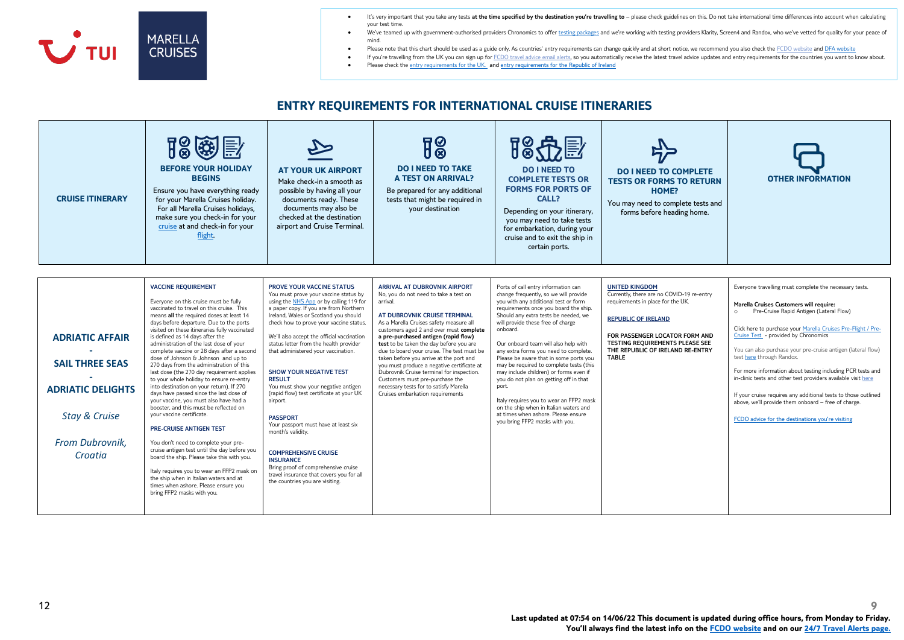- It's very important that you take any tests **at the time specified by the destination you're travelling to** – please check guidelines on this. Do not take international time differences into account when calculating your test time.
- We've teamed up with government-authorised providers Chronomics to offer testing packages and we're working with testing providers Klarity, Screen4 and Randox, who we've vetted for quality for your peace of mind.
- Please note that this chart should be used as a guide only. As countries' entry requirements can change quickly and at short notice, we recommend you also check the FCDO website and DFA website
- If you're travelling from the UK you can sign up for FCDO travel advice email alerts, so you automatically receive the latest travel advice updates and entry requirements for the countries you want to know about.
- Please check the entry requirements for the UK. and entry requirements for the Republic of Ireland

# ENTRY REQUIREMENTS FOR INTERNATIONAL CRUISE ITINERARIES

| CRUISE ITINERARY | BEFORE YOUR HOLIDAY BEGINS<br>Ensure you have everything ready for your Marella Cruises holiday. For all Marella Cruises holidays, make sure you check-in for your cruise at and check-in for your flight. | AT YOUR UK AIRPORT<br>Make check-in a smooth as possible by having all your documents ready. These documents may also be checked at the destination airport and Cruise Terminal. | DO I NEED TO TAKE A TEST ON ARRIVAL?<br>Be prepared for any additional tests that might be required in your destination | DO I NEED TO COMPLETE TESTS OR FORMS FOR PORTS OF CALL?<br>Depending on your itinerary, you may need to take tests for embarkation, during your cruise and to exit the ship in certain ports. | DO I NEED TO COMPLETE TESTS OR FORMS TO RETURN HOME?<br>You may need to complete tests and forms before heading home. | OTHER INFORMATION |
|---|---|---|---|---|---|---|
| **ADRIATIC AFFAIR**<br>-<br>**SAIL THREE SEAS**<br>-<br>**ADRIATIC DELIGHTS**<br><br>*Stay & Cruise*<br><br>*From Dubrovnik, Croatia* | **VACCINE REQUIREMENT**<br><br>Everyone on this cruise must be fully vaccinated to travel on this cruise. This means **all** the required doses at least 14 days before departure. Due to the ports visited on these itineraries fully vaccinated is defined as 14 days after the administration of the last dose of your complete vaccine or 28 days after a second dose of Johnson & Johnson and up to 270 days from the administration of this last dose (the 270 day requirement applies to your whole holiday to ensure re-entry into destination on your return). If 270 days have passed since the last dose of your vaccine, you must also have had a booster, and this must be reflected on your vaccine certificate.<br><br>**PRE-CRUISE ANTIGEN TEST**<br><br>You don't need to complete your pre-cruise antigen test until the day before you board the ship. Please take this with you.<br><br>Italy requires you to wear an FFP2 mask on the ship when in Italian waters and at times when ashore. Please ensure you bring FFP2 masks with you. | **PROVE YOUR VACCINE STATUS**<br>You must prove your vaccine status by using the NHS App or by calling 119 for a paper copy. If you are from Northern Ireland, Wales or Scotland you should check how to prove your vaccine status.<br><br>We'll also accept the official vaccination status letter from the health provider that administered your vaccination.<br><br>**SHOW YOUR NEGATIVE TEST RESULT**<br>You must show your negative antigen (rapid flow) test certificate at your UK airport.<br><br>**PASSPORT**<br>Your passport must have at least six month's validity.<br><br>**COMPREHENSIVE CRUISE INSURANCE**<br>Bring proof of comprehensive cruise travel insurance that covers you for all the countries you are visiting. | **ARRIVAL AT DUBROVNIK AIRPORT**<br>No, you do not need to take a test on arrival.<br><br>**AT DUBROVNIK CRUISE TERMINAL**<br>As a Marella Cruises safety measure all customers aged 2 and over must **complete a pre-purchased antigen (rapid flow) test** to be taken the day before you are due to board your cruise. The test must be taken before you arrive at the port and you must produce a negative certificate at Dubrovnik Cruise terminal for inspection. Customers must pre-purchase the necessary tests for to satisfy Marella Cruises embarkation requirements | Ports of call entry information can change frequently, so we will provide you with any additional test or form requirements once you board the ship. Should any extra tests be needed, we will provide these free of charge onboard.<br><br>Our onboard team will also help with any extra forms you need to complete. Please be aware that in some ports you may be required to complete tests (this may include children) or forms even if you do not plan on getting off in that port.<br><br>Italy requires you to wear an FFP2 mask on the ship when in Italian waters and at times when ashore. Please ensure you bring FFP2 masks with you. | **UNITED KINGDOM**<br>Currently, there are no COVID-19 re-entry requirements in place for the UK.<br><br>**REPUBLIC OF IRELAND**<br><br>**FOR PASSENGER LOCATOR FORM AND TESTING REQUIREMENTS PLEASE SEE THE REPUBLIC OF IRELAND RE-ENTRY TABLE** | Everyone travelling must complete the necessary tests.<br><br>**Marella Cruises Customers will require:**<br>○ Pre-Cruise Rapid Antigen (Lateral Flow)<br><br>Click here to purchase your Marella Cruises Pre-Flight / Pre-Cruise Test - provided by Chronomics<br><br>You can also purchase your pre-cruise antigen (lateral flow) test here through Randox.<br><br>For more information about testing including PCR tests and in-clinic tests and other test providers available visit here<br><br>If your cruise requires any additional tests to those outlined above, we'll provide them onboard – free of charge.<br><br>FCDO advice for the destinations you're visiting |

**Last updated at 07:54 on 14/06/22 This document is updated during office hours, from Monday to Friday. You'll always find the latest info on the FCDO website and on our 24/7 Travel Alerts page.**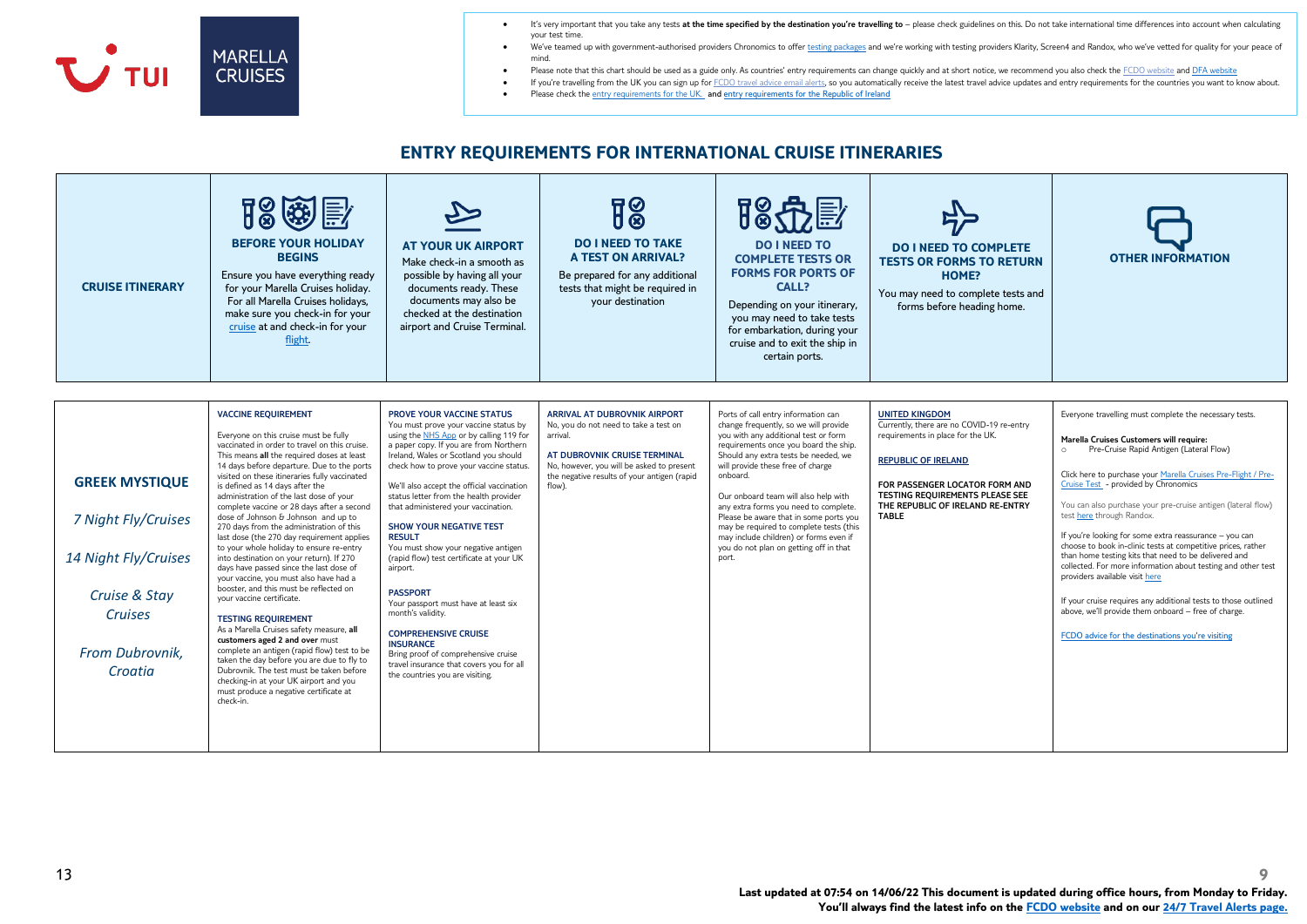- It's very important that you take any tests **at the time specified by the destination you're travelling to** – please check guidelines on this. Do not take international time differences into account when calculating your test time.
- We've teamed up with government-authorised providers Chronomics to offer testing packages and we're working with testing providers Klarity, Screen4 and Randox, who we've vetted for quality for your peace of mind.
- Please note that this chart should be used as a guide only. As countries' entry requirements can change quickly and at short notice, we recommend you also check the FCDO website and DFA website
- If you're travelling from the UK you can sign up for FCDO travel advice email alerts, so you automatically receive the latest travel advice updates and entry requirements for the countries you want to know about.
- Please check the entry requirements for the UK. and entry requirements for the Republic of Ireland

# ENTRY REQUIREMENTS FOR INTERNATIONAL CRUISE ITINERARIES

| CRUISE ITINERARY | BEFORE YOUR HOLIDAY BEGINS<br>Ensure you have everything ready for your Marella Cruises holiday. For all Marella Cruises holidays, make sure you check-in for your cruise at and check-in for your flight. | AT YOUR UK AIRPORT<br>Make check-in a smooth as possible by having all your documents ready. These documents may also be checked at the destination airport and Cruise Terminal. | DO I NEED TO TAKE A TEST ON ARRIVAL?<br>Be prepared for any additional tests that might be required in your destination | DO I NEED TO COMPLETE TESTS OR FORMS FOR PORTS OF CALL?<br>Depending on your itinerary, you may need to take tests for embarkation, during your cruise and to exit the ship in certain ports. | DO I NEED TO COMPLETE TESTS OR FORMS TO RETURN HOME?<br>You may need to complete tests and forms before heading home. | OTHER INFORMATION |
|---|---|---|---|---|---|---|
| **GREEK MYSTIQUE**<br>*7 Night Fly/Cruises*<br>*14 Night Fly/Cruises*<br>*Cruise & Stay Cruises*<br>*From Dubrovnik, Croatia* | **VACCINE REQUIREMENT**<br>Everyone on this cruise must be fully vaccinated in order to travel on this cruise. This means **all** the required doses at least 14 days before departure. Due to the ports visited on these itineraries fully vaccinated is defined as 14 days after the administration of the last dose of your complete vaccine or 28 days after a second dose of Johnson & Johnson and up to 270 days from the administration of this last dose (the 270 day requirement applies to your whole holiday to ensure re-entry into destination on your return). If 270 days have passed since the last dose of your vaccine, you must also have had a booster, and this must be reflected on your vaccine certificate.<br>**TESTING REQUIREMENT**<br>As a Marella Cruises safety measure, **all customers aged 2 and over** must complete an antigen (rapid flow) test to be taken the day before you are due to fly to Dubrovnik. The test must be taken before checking-in at your UK airport and you must produce a negative certificate at check-in. | **PROVE YOUR VACCINE STATUS**<br>You must prove your vaccine status by using the NHS App or by calling 119 for a paper copy. If you are from Northern Ireland, Wales or Scotland you should check how to prove your vaccine status.<br>We'll also accept the official vaccination status letter from the health provider that administered your vaccination.<br>**SHOW YOUR NEGATIVE TEST RESULT**<br>You must show your negative antigen (rapid flow) test certificate at your UK airport.<br>**PASSPORT**<br>Your passport must have at least six month's validity.<br>**COMPREHENSIVE CRUISE INSURANCE**<br>Bring proof of comprehensive cruise travel insurance that covers you for all the countries you are visiting. | **ARRIVAL AT DUBROVNIK AIRPORT**<br>No, you do not need to take a test on arrival.<br>**AT DUBROVNIK CRUISE TERMINAL**<br>No, however, you will be asked to present the negative results of your antigen (rapid flow). | Ports of call entry information can change frequently, so we will provide you with any additional test or form requirements once you board the ship. Should any extra tests be needed, we will provide these free of charge onboard.<br>Our onboard team will also help with any extra forms you need to complete. Please be aware that in some ports you may be required to complete tests (this may include children) or forms even if you do not plan on getting off in that port. | **UNITED KINGDOM**<br>Currently, there are no COVID-19 re-entry requirements in place for the UK.<br>**REPUBLIC OF IRELAND**<br>**FOR PASSENGER LOCATOR FORM AND TESTING REQUIREMENTS PLEASE SEE THE REPUBLIC OF IRELAND RE-ENTRY TABLE** | Everyone travelling must complete the necessary tests.<br>**Marella Cruises Customers will require:**<br>○ Pre-Cruise Rapid Antigen (Lateral Flow)<br>Click here to purchase your Marella Cruises Pre-Flight / Pre-Cruise Test - provided by Chronomics<br>You can also purchase your pre-cruise antigen (lateral flow) test here through Randox.<br>If you're looking for some extra reassurance – you can choose to book in-clinic tests at competitive prices, rather than home testing kits that need to be delivered and collected. For more information about testing and other test providers available visit here<br>If your cruise requires any additional tests to those outlined above, we'll provide them onboard – free of charge.<br>FCDO advice for the destinations you're visiting |

**Last updated at 07:54 on 14/06/22 This document is updated during office hours, from Monday to Friday.**
**You'll always find the latest info on the FCDO website and on our 24/7 Travel Alerts page.**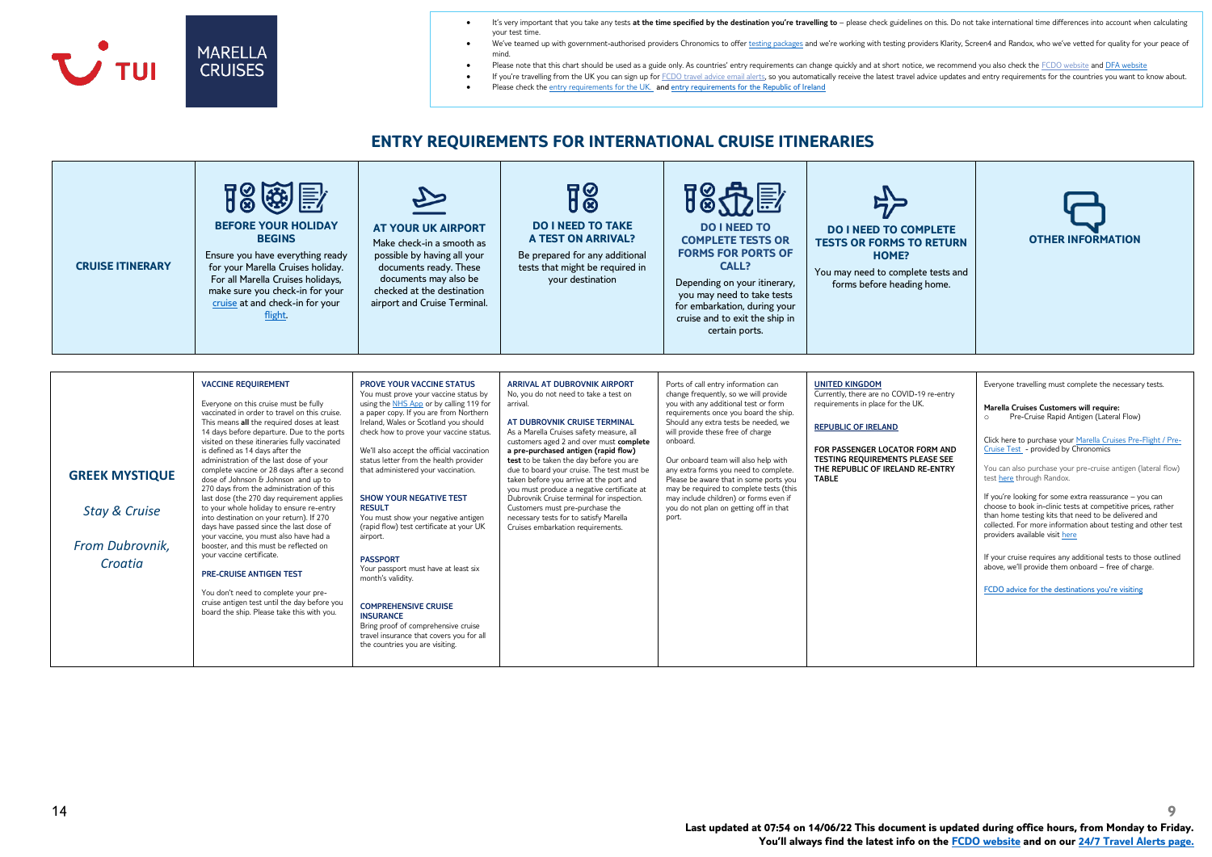- It's very important that you take any tests **at the time specified by the destination you're travelling to** – please check guidelines on this. Do not take international time differences into account when calculating your test time.
- We've teamed up with government-authorised providers Chronomics to offer testing packages and we're working with testing providers Klarity, Screen4 and Randox, who we've vetted for quality for your peace of mind.
- Please note that this chart should be used as a guide only. As countries' entry requirements can change quickly and at short notice, we recommend you also check the FCDO website and DFA website
- If you're travelling from the UK you can sign up for FCDO travel advice email alerts, so you automatically receive the latest travel advice updates and entry requirements for the countries you want to know about.
- Please check the entry requirements for the UK. and entry requirements for the Republic of Ireland

# ENTRY REQUIREMENTS FOR INTERNATIONAL CRUISE ITINERARIES

| CRUISE ITINERARY | BEFORE YOUR HOLIDAY BEGINS<br>Ensure you have everything ready for your Marella Cruises holiday. For all Marella Cruises holidays, make sure you check-in for your cruise at and check-in for your flight. | AT YOUR UK AIRPORT<br>Make check-in a smooth as possible by having all your documents ready. These documents may also be checked at the destination airport and Cruise Terminal. | DO I NEED TO TAKE A TEST ON ARRIVAL?<br>Be prepared for any additional tests that might be required in your destination | DO I NEED TO COMPLETE TESTS OR FORMS FOR PORTS OF CALL?<br>Depending on your itinerary, you may need to take tests for embarkation, during your cruise and to exit the ship in certain ports. | DO I NEED TO COMPLETE TESTS OR FORMS TO RETURN HOME?<br>You may need to complete tests and forms before heading home. | OTHER INFORMATION |
|---|---|---|---|---|---|---|
| **GREEK MYSTIQUE**<br><br>*Stay & Cruise*<br><br>*From Dubrovnik, Croatia* | **VACCINE REQUIREMENT**<br><br>Everyone on this cruise must be fully vaccinated in order to travel on this cruise. This means **all** the required doses at least 14 days before departure. Due to the ports visited on these itineraries fully vaccinated is defined as 14 days after the administration of the last dose of your complete vaccine or 28 days after a second dose of Johnson & Johnson and up to 270 days from the administration of this last dose (the 270 day requirement applies to your whole holiday to ensure re-entry into destination on your return). If 270 days have passed since the last dose of your vaccine, you must also have had a booster, and this must be reflected on your vaccine certificate.<br><br>**PRE-CRUISE ANTIGEN TEST**<br><br>You don't need to complete your pre-cruise antigen test until the day before you board the ship. Please take this with you. | **PROVE YOUR VACCINE STATUS**<br>You must prove your vaccine status by using the NHS App or by calling 119 for a paper copy. If you are from Northern Ireland, Wales or Scotland you should check how to prove your vaccine status.<br><br>We'll also accept the official vaccination status letter from the health provider that administered your vaccination.<br><br>**SHOW YOUR NEGATIVE TEST RESULT**<br>You must show your negative antigen (rapid flow) test certificate at your UK airport.<br><br>**PASSPORT**<br>Your passport must have at least six month's validity.<br><br>**COMPREHENSIVE CRUISE INSURANCE**<br>Bring proof of comprehensive cruise travel insurance that covers you for all the countries you are visiting. | **ARRIVAL AT DUBROVNIK AIRPORT**<br>No, you do not need to take a test on arrival.<br><br>**AT DUBROVNIK CRUISE TERMINAL**<br>As a Marella Cruises safety measure, all customers aged 2 and over must **complete a pre-purchased antigen (rapid flow) test** to be taken the day before you are due to board your cruise. The test must be taken before you arrive at the port and you must produce a negative certificate at Dubrovnik Cruise terminal for inspection. Customers must pre-purchase the necessary tests for to satisfy Marella Cruises embarkation requirements. | Ports of call entry information can change frequently, so we will provide you with any additional test or form requirements once you board the ship. Should any extra tests be needed, we will provide these free of charge onboard.<br><br>Our onboard team will also help with any extra forms you need to complete. Please be aware that in some ports you may be required to complete tests (this may include children) or forms even if you do not plan on getting off in that port. | **UNITED KINGDOM**<br>Currently, there are no COVID-19 re-entry requirements in place for the UK.<br><br>**REPUBLIC OF IRELAND**<br><br>**FOR PASSENGER LOCATOR FORM AND TESTING REQUIREMENTS PLEASE SEE THE REPUBLIC OF IRELAND RE-ENTRY TABLE** | Everyone travelling must complete the necessary tests.<br><br>**Marella Cruises Customers will require:**<br>○ Pre-Cruise Rapid Antigen (Lateral Flow)<br><br>Click here to purchase your Marella Cruises Pre-Flight / Pre-Cruise Test - provided by Chronomics<br><br>You can also purchase your pre-cruise antigen (lateral flow) test here through Randox.<br><br>If you're looking for some extra reassurance – you can choose to book in-clinic tests at competitive prices, rather than home testing kits that need to be delivered and collected. For more information about testing and other test providers available visit here<br><br>If your cruise requires any additional tests to those outlined above, we'll provide them onboard – free of charge.<br><br>FCDO advice for the destinations you're visiting |

**Last updated at 07:54 on 14/06/22 This document is updated during office hours, from Monday to Friday. You'll always find the latest info on the FCDO website and on our 24/7 Travel Alerts page.**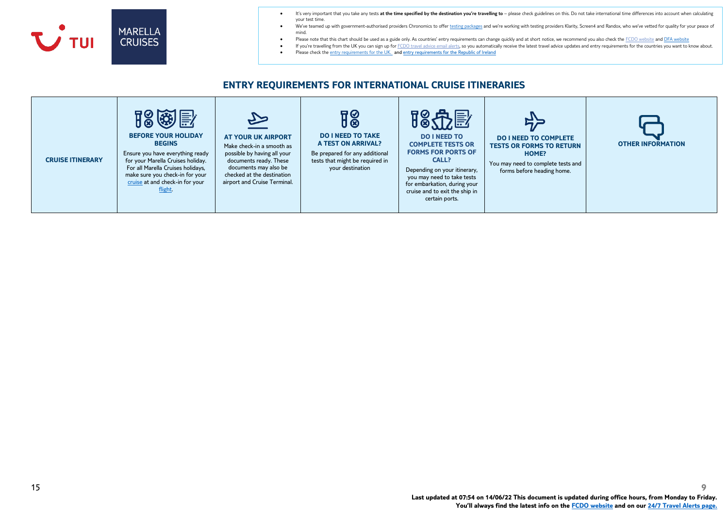- It's very important that you take any tests **at the time specified by the destination you're travelling to** – please check guidelines on this. Do not take international time differences into account when calculating your test time.
- We've teamed up with government-authorised providers Chronomics to offer testing packages and we're working with testing providers Klarity, Screen4 and Randox, who we've vetted for quality for your peace of mind.
- Please note that this chart should be used as a guide only. As countries' entry requirements can change quickly and at short notice, we recommend you also check the FCDO website and DFA website
- If you're travelling from the UK you can sign up for FCDO travel advice email alerts, so you automatically receive the latest travel advice updates and entry requirements for the countries you want to know about.
- Please check the entry requirements for the UK. and entry requirements for the Republic of Ireland

## ENTRY REQUIREMENTS FOR INTERNATIONAL CRUISE ITINERARIES

| **CRUISE ITINERARY** | **BEFORE YOUR HOLIDAY BEGINS** Ensure you have everything ready for your Marella Cruises holiday. For all Marella Cruises holidays, make sure you check-in for your cruise at and check-in for your flight. | **AT YOUR UK AIRPORT** Make check-in a smooth as possible by having all your documents ready. These documents may also be checked at the destination airport and Cruise Terminal. | **DO I NEED TO TAKE A TEST ON ARRIVAL?** Be prepared for any additional tests that might be required in your destination | **DO I NEED TO COMPLETE TESTS OR FORMS FOR PORTS OF CALL?** Depending on your itinerary, you may need to take tests for embarkation, during your cruise and to exit the ship in certain ports. | **DO I NEED TO COMPLETE TESTS OR FORMS TO RETURN HOME?** You may need to complete tests and forms before heading home. | **OTHER INFORMATION** |
|---|---|---|---|---|---|---|

**Last updated at 07:54 on 14/06/22 This document is updated during office hours, from Monday to Friday.**
**You'll always find the latest info on the FCDO website and on our 24/7 Travel Alerts page.**